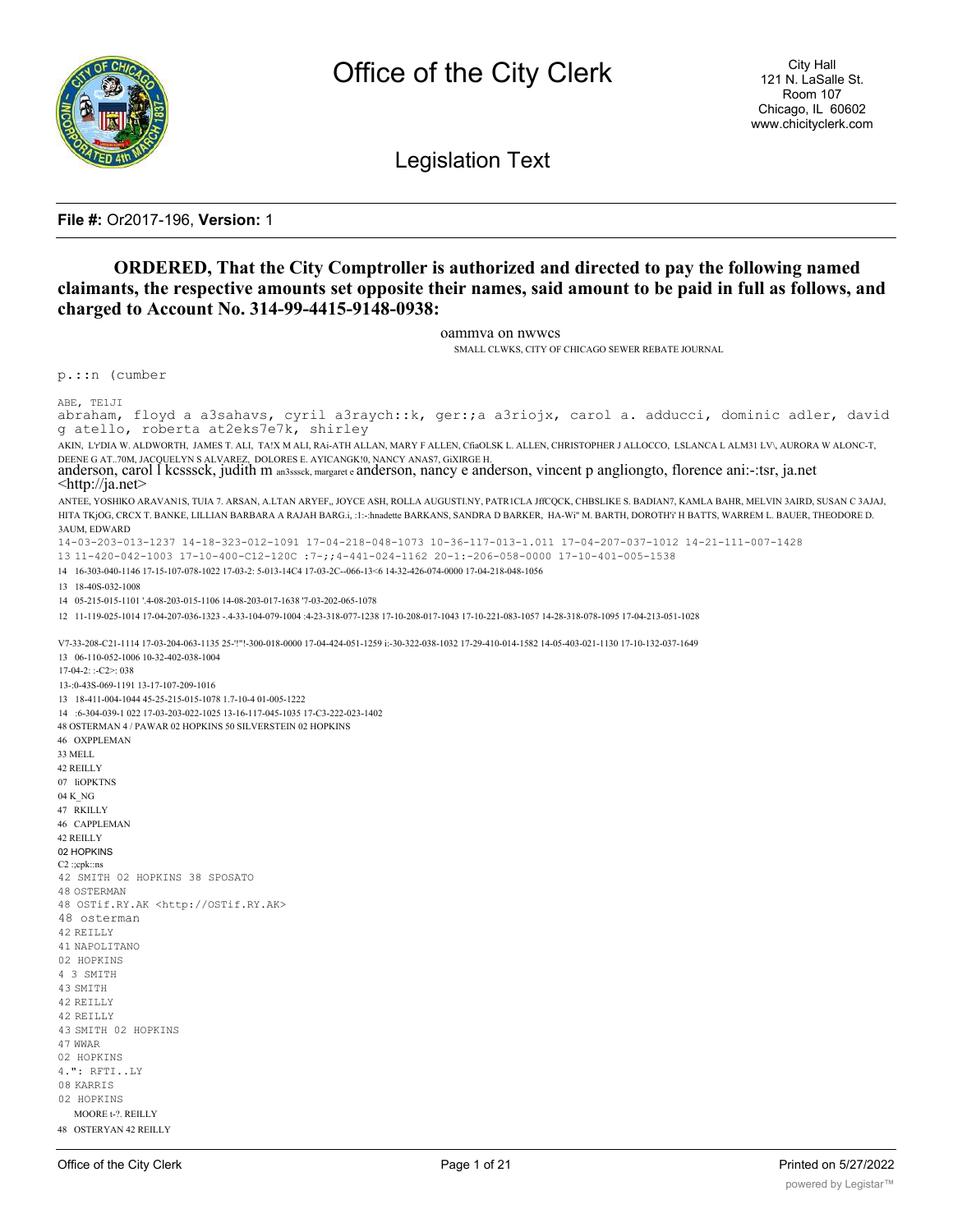**File #:** Or2017-196, **Version:** 1

**ORDERED, That the City Comptroller is authorized and directed to pay the following named claimants, the respective amounts set opposite their names, said amount to be paid in full as follows, and charged to Account No. 314-99-4415-9148-0938:**

oammva on nwwcs

SMALL CLWKS, CITY OF CHICAGO SEWER REBATE JOURNAL

p.::n (cumber

ABE, TE1JI

abraham, floyd a a3sahavs, cyril a3raych::k, ger:;a a3riojx, carol a. adducci, dominic adler, david g atello, roberta at2eks7e7k, shirley

AKIN, L'r'DIA W. ALDWORTH, JAMES T. ALI, TA!X M ALI, RAi-ATH ALLAN, MARY F ALLEN, CfiaOLSK L. ALLEN, CHRISTOPHER J ALLOCCO, LSLANCA L ALM31 LV\, AURORA W ALONC-T, DEENE G AT..70M, JACQUELYN S ALVAREZ, DOLORES E. AYICANGK!0, NANCY ANAS7, GiXIRGE H.

anderson, carol l kcsssck, judith m an3sssck, margaret e anderson, nancy e anderson, vincent p angliongto, florence ani:-:tsr, ja.net <http://ja.net>

ANTEE, YOSHIKO ARAVAN1S, TUIA 7. ARSAN, A.LTAN ARYEF,, JOYCE ASH, ROLLA AUGUSTI.NY, PATR1CLA JffCQCK, CHBSLIKE S. BADIAN7, KAMLA BAHR, MELVIN 3AIRD, SUSAN C 3AJAJ, HITA TKjOG, CRCX T. BANKE, LILLIAN BARBARA A RAJAH BARG.i, :1:-:hnadette BARKANS, SANDRA D BARKER, HA-Wi" M. BARTH, DOROTH'i' H BATTS, WARREM L. BAUER, THEODORE D. 3AUM, EDWARD

14-03-203-013-1237 14-18-323-012-1091 17-04-218-048-1073 10-36-117-013-1.011 17-04-207-037-1012 14-21-111-007-1428

13 11-420-042-1003 17-10-400-C12-120C :7-;;4-441-024-1162 20-1:-206-058-0000 17-10-401-005-1538

14 16-303-040-1146 17-15-107-078-1022 17-03-2: 5-013-14C4 17-03-2C--066-13<6 14-32-426-074-0000 17-04-218-048-1056

13 18-40S-032-1008

14 05-215-015-1101 '.4-08-203-015-1106 14-08-203-017-1638 '7-03-202-065-1078

12 11-119-025-1014 17-04-207-036-1323 -.4-33-104-079-1004 :4-23-318-077-1238 17-10-208-017-1043 17-10-221-083-1057 14-28-318-078-1095 17-04-213-051-1028

V7-33-208-C21-1114 17-03-204-063-1135 25-'!"!-300-018-0000 17-04-424-051-1259 i:-30-322-038-1032 17-29-410-014-1582 14-05-403-021-1130 17-10-132-037-1649

13 06-110-052-1006 10-32-402-038-1004

17-04-2: :-C2>: 038

13-:0-43S-069-1191 13-17-107-209-1016

13 18-411-004-1044 45-25-215-015-1078 1.7-10-4 01-005-1222

14 :6-304-039-1 022 17-03-203-022-1025 13-16-117-045-1035 17-C3-222-023-1402

48 OSTERMAN 4 / PAWAR 02 HOPKINS 50 SILVERSTEIN 02 HOPKINS

46 OXPPLEMAN

33 MELL

42 REILLY

07 liOPKTNS

04 K_NG

47 RKILLY

46 CAPPLEMAN

42 REILLY

02 HOPKINS

C2 :;cpk::ns

42 SMITH 02 HOPKINS 38 SPOSATO

48 OSTERMAN

48 OSTif.RY.AK <http://OSTif.RY.AK>

48 osterman

42 REILLY

41 NAPOLITANO

02 HOPKINS

4 3 SMITH

43 SMITH

42 REILLY

42 REILLY

43 SMITH 02 HOPKINS

47 WWAR

02 HOPKINS

4.": RFTI..LY

08 KARRIS

02 HOPKINS

MOORE t-?. REILLY

48 OSTERYAN 42 REILLY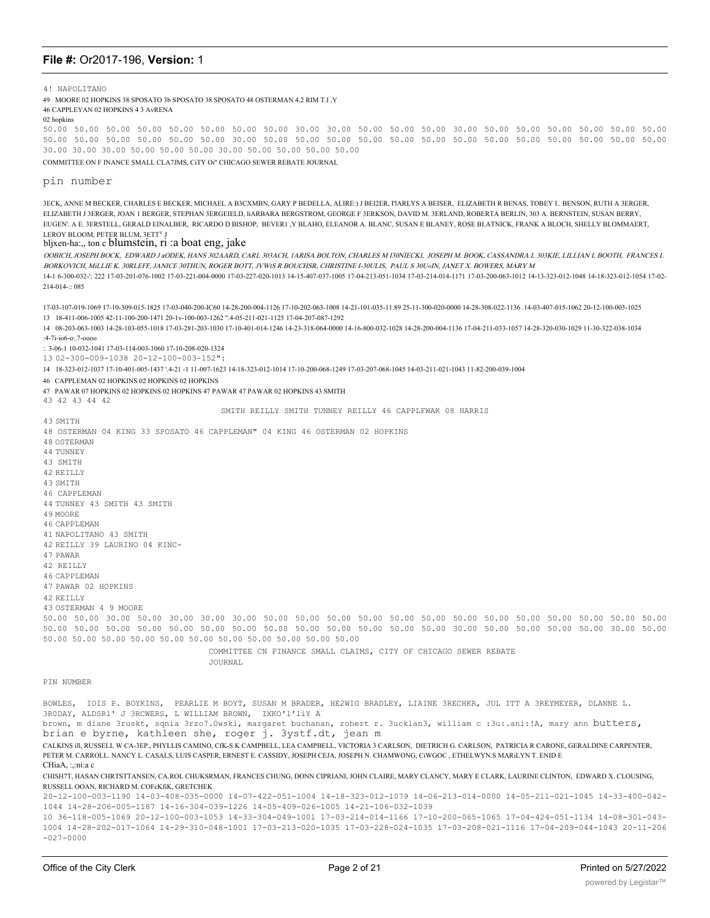4! NAPOLITANO

49 MOORE 02 HOPKINS 38 SPOSATO 3b SPOSATO 38 SPOSATO 48 OSTERMAN 4.2 RIM T.I ,Y

46 CAPPLEYAN 02 HOPKINS 4 3 AvRENA

02 hopkins

50.00 50.00 50.00 50.00 50.00 50.00 50.00 50.00 30.00 30.00 50.00 50.00 50.00 30.00 50.00 50.00 50.00 50.00 50.00 50.00 50.00 50.00 50.00 50.00 50.00 50.00 30.00 50.00 50.00 50.00 50.00 50.00 50.00 50.00 50.00 50.00 50.00 50.00 50.00 50.00 30.00 30.00 30.00 50.00 50.00 50.00 30.00 50.00 50.00 50.00 50.00

COMMITTEE ON F INANCE SMALL CLA7JMS, CiTY Oi" CHICAGO SEWER REBATE JOURNAL

pin number

3ECK, ANNE M BECKER, CHARLES E BECKER, MICHAEL A B3CXMBN, GARY P BEDELLA, ALIRE:) J BEI2ER, I'IARLYS A BEISER, ELIZABETH R BENAS, TOBEY I.. BENSON, RUTH A 3ERGER, ELIZABETH J 3ERGER, JOAN 1 BERGER, STEPHAN 3ERGEIELD, liARBARA BERGSTROM, GEORGE F 3ERKSON, DAVID M. 3ERLAND, ROBERTA BERLIN, 303 A. BERNSTEIN, SUSAN BERRY, EUGEN'. A E. 3ERSTELL, GERALD EINALBER, RICARDO D BISHOP, BEVER1 ,Y BLAHO, ELEANOR A. BLANC, SUSAN E BLANEY, ROSE BLATNICK, FRANK A BLOCH, SHELLY BLOMMAERT, LEROY BLOOM, PETER BLUM, 3ETT[V] J

bljxen-ha:,, ton c blumstein, ri :a boat eng, jake

*OOBICH, JOSEPH BOCK, EDWARD J aODEK, HANS 302AARD, CARL 303ACH, 1ARISA BOLTON, CHARLES M I30NIECKI, JOSEPH M. BOOK, CASSANDRA L 303KIE, LILLIAN L BOOTH, FRANCES L BORKOVICH, MiLLIE K. 30RLEFF, JANICE 30THUN, ROGER BOTT, JVWtS R BOUCHSR, CHRISTINE I-30ULIS, PAUL S 30U«IN, JANET X. BOWERS, MARY M*

14-1 6-300-032-': 222 17-03-201-076-1002 17-03-221-004-0000 17-03-227-020-1013 14-15-407-037-1005 17-04-213-051-1034 17-03-214-014-1171 17-03-200-063-1012 14-13-323-012-1048 14-18-323-012-1054 17-02-214-014-:: 085

17-03-107-019-1069 17-10-309-015-1825 17-03-040-200-IC60 14-28-200-004-1126 17-10-202-063-1008 14-21-101-035-11.89 25-11-300-020-0000 14-28-308-022-1136 .14-03-407-015-1062 20-12-100-003-1025

13 18-411-006-1005 42-11-100-200-1471 20-1v-100-003-1262 ".4-05-211-021-1125 17-04-207-087-1292

14 08-203-063-1003 14-28-103-055-1018 17-03-281-203-1030 17-10-401-014-1246 14-23-318-064-0000 14-16-800-032-1028 14-28-200-004-1136 17-04-211-033-1057 14-28-320-030-1029 11-30-322-038-1034 :4-7i-io6-o:.7-oooo

:. 3-06-1 10-032-1041 17-03-114-003-1060 17-10-208-020-1324

13 02-300-009-1038 20-12-100-003-152":

14 18-323-012-1037 17-10-401-005-1437 '.4-21 -1 11-007-1623 14-18-323-012-1014 17-10-200-068-1249 17-03-207-068-1045 14-03-211-021-1043 11-82-200-039-1004

46 CAPPLEMAN 02 HOPKINS 02 HOPKINS

47 PAWAR 07 HOPKINS 02 HOPKINS 02 HOPKINS 47 PAWAR 47 PAWAR 02 HOPKINS 43 SMITH

43 42 43 44 42

SMITH REILLY SMITH TUNNEY REILLY 46 CAPPLFWAK 08 HARRIS

43 SMITH

48 OSTERMAN 04 KING 33 SPOSATO 46 CAPPLEMAN" 04 KING 46 OSTERMAN 02 HOPKINS

48 OSTERMAN

44 TUNNEY

43 SMITH

42 REILLY

43 SMITH

46 CAPPLEMAN

44 TUNNEY 43 SMITH 43 SMITH

49 MOORE

46 CAPPLEMAN

41 NAPOLITANO 43 SMITH

42 REILLY 39 LAURINO 04 KINC-

47 PAWAR

42 REILLY

46 CAPPLEMAN

47 PAWAR 02 HOPKINS

42 REILLY

43 OSTERMAN 4 9 MOORE

50.00 50.00 30.00 50.00 30.00 30.00 30.00 50.00 50.00 50.00 50.00 50.00 50.00 50.00 50.00 50.00 50.00 50.00 50.00 50.00 50.00 50.00 50.00 50.00 50.00 50.00 50.00 50.00 50.00 50.00 50.00 50.00 50.00 30.00 50.00 50.00 50.00 50.00 30.00 50.00 50.00 50.00 50.00 50.00 50.00 50.00 50.00 50.00 50.00 50.00 50.00

COMMITTEE CN FINANCE SMALL CLAIMS, CITY OF CHICAGO SEWER REBATE JOURNAL

PIN NUMBER

BOWLES, IOIS P. BOYKINS, PEARLIE M BOYT, SUSAN M BRADER, HE2WIG BRADLEY, LIAINE 3RECHKR, JUL ITT A 3REYMEYER, DLANNE L. 3R0DAY, ALDSR1' J 3RCWERS, L WILLIAM BROWN, IXKO'1'1iY A

brown, m diane 3ruskt, sqnia 3rzo7.0wski, margaret buchanan, rohert r. 3ucklan3, william c :3u:.ani:!A, mary ann butters, brian e byrne, kathleen she, roger j. 3ystf.dt, jean m

CALKINS ill, RUSSELL W CA-3EP., PHYLLIS CAMINO, CfK-S K CAMPBELL, LEA CAMPBELL, VICTORIA 3 CARLSON, DIETRICH G. CARLSON, PATRICIA R CARONE, GERALDINE CARPENTER, PETER M. CARROLL. NANCY L. CASALS, LUIS CASPER, ERNEST E. CASSIDY, JOSEPH CEJA, JOSEPH N. CHAMWONG, CiWGOC , ETHELWYN S MARiLYN T. ENID E CHiaA, :,:ni:a c

CHISH7T, HASAN CHRTSTTANSEN, CA.ROL CHUKSRMAN, FRANCES CHUNG, DONN CIPRIANI, JOHN CLAIRE, MARY CLANCY, MARY E CLARK, LAURINE CLINTON, EDWARD X. CLOUSING, RUSSELL OOAN, RICHARD M. COFcKfiK, GRETCHEK

20-12-100-003-1190 14-03-408-035-0000 14-07-422-051-1004 14-18-323-012-1079 14-06-213-014-0000 14-05-211-021-1045 14-33-400-042-1044 14-28-206-005-1187 14-16-304-039-1226 14-05-409-026-1005 14-21-106-032-1039

10 36-118-005-1069 20-12-100-003-1053 14-33-304-049-1001 17-03-214-014-1166 17-10-200-065-1065 17-04-424-051-1134 14-08-301-043-1004 14-28-202-017-1064 14-29-310-048-1001 17-03-213-020-1035 17-03-228-024-1035 17-03-208-021-1116 17-04-209-044-1043 20-11-206-027-0000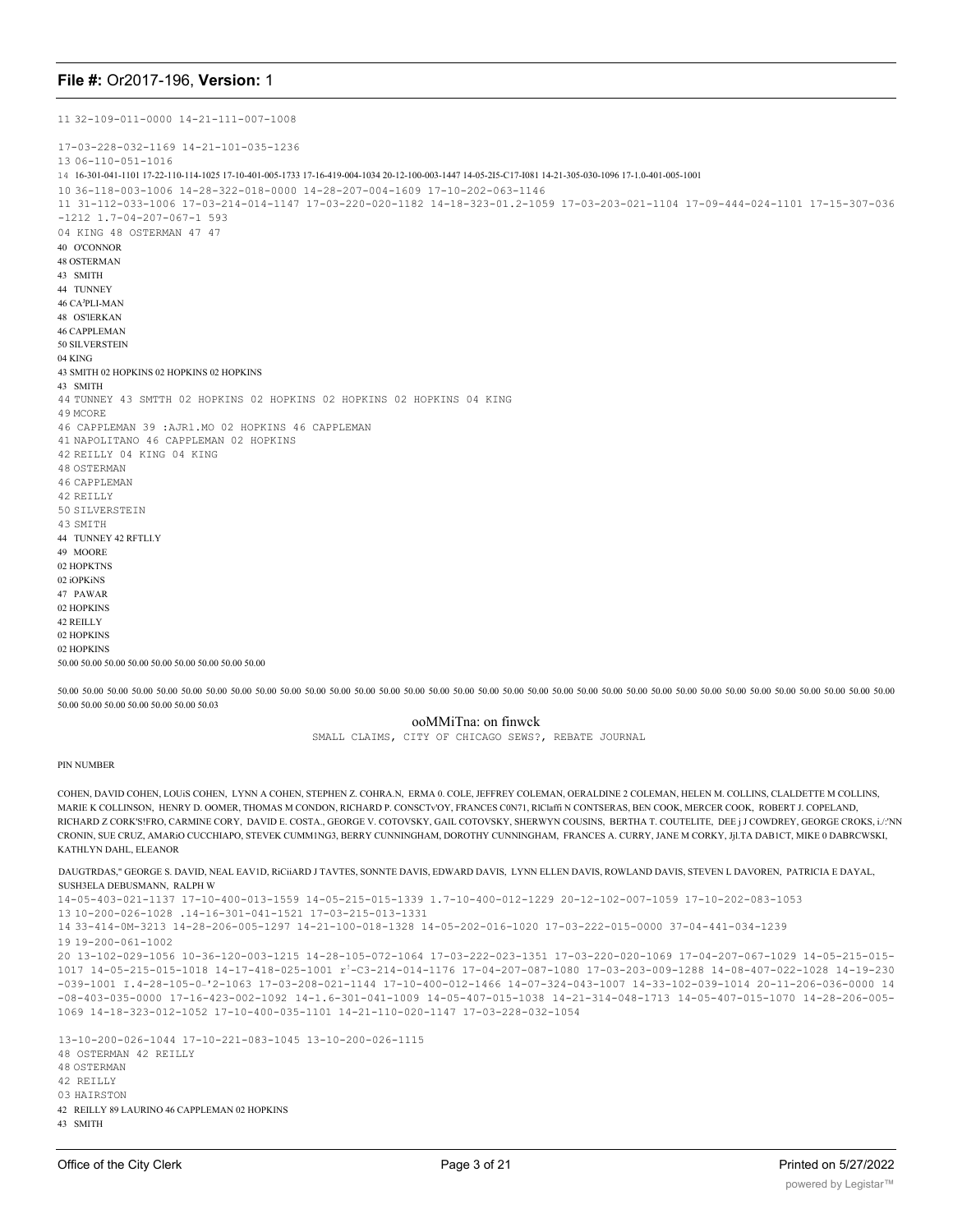11 32-109-011-0000 14-21-111-007-1008

17-03-228-032-1169 14-21-101-035-1236
13 06-110-051-1016
14 16-301-041-1101 17-22-110-114-1025 17-10-401-005-1733 17-16-419-004-1034 20-12-100-003-1447 14-05-215-C17-I081 14-21-305-030-1096 17-1.0-401-005-1001
10 36-118-003-1006 14-28-322-018-0000 14-28-207-004-1609 17-10-202-063-1146
11 31-112-033-1006 17-03-214-014-1147 17-03-220-020-1182 14-18-323-01.2-1059 17-03-203-021-1104 17-09-444-024-1101 17-15-307-036 -1212 1.7-04-207-067-1 593
04 KING 48 OSTERMAN 47 47
40 O'CONNOR
48 OSTERMAN
43 SMITH
44 TUNNEY
46 CA³PLI-MAN
48 OS'IERKAN
46 CAPPLEMAN
50 SILVERSTEIN
04 KING
43 SMITH 02 HOPKINS 02 HOPKINS 02 HOPKINS
43 SMITH
44 TUNNEY 43 SMTTH 02 HOPKINS 02 HOPKINS 02 HOPKINS 02 HOPKINS 04 KING
49 MCORE
46 CAPPLEMAN 39 :AJR1.MO 02 HOPKINS 46 CAPPLEMAN
41 NAPOLITANO 46 CAPPLEMAN 02 HOPKINS
42 REILLY 04 KING 04 KING
48 OSTERMAN
46 CAPPLEMAN
42 REILLY
50 SILVERSTEIN
43 SMITH
44 TUNNEY 42 RFTLI.Y
49 MOORE
02 HOPKTNS
02 iOPKiNS
47 PAWAR
02 HOPKINS
42 REILLY
02 HOPKINS
02 HOPKINS
50.00 50.00 50.00 50.00 50.00 50.00 50.00 50.00 50.00 50.00

50.00 50.00 50.00 50.00 50.00 50.00 50.00 50.00 50.00 50.00 50.00 50.00 50.00 50.00 50.00 50.00 50.00 50.00 50.00 50.00 50.00 50.00 50.00 50.00 50.00 50.00 50.00 50.00 50.00 50.00 50.00 50.00 50.00 50.00 50.00 50.00 50.00 50.00 50.00 50.00 50.00 50.00 50.00 50.00 50.00 50.03

ooMMiTna: on finwck

SMALL CLAIMS, CITY OF CHICAGO SEWS?, REBATE JOURNAL

PIN NUMBER

COHEN, DAVID COHEN, LOUiS COHEN, LYNN A COHEN, STEPHEN Z. COHRA.N, ERMA 0. COLE, JEFFREY COLEMAN, OERALDINE 2 COLEMAN, HELEN M. COLLINS, CLADLETTE M COLLINS, MARIE K COLLINSON, HENRY D. OOMER, THOMAS M CONDON, RICHARD P. CONSCTv'OY, FRANCES C0N71, RlClaffi N CONTSERAS, BEN COOK, MERCER COOK, ROBERT J. COPELAND, RICHARD Z CORK'S!FRO, CARMINE CORY, DAVID E. COSTA., GEORGE V. COTOVSKY, GAIL COTOVSKY, SHERWYN COUSINS, BERTHA T. COUTELITE, DEE j J COWDREY, GEORGE CROKS, i./:'NN CRONIN, SUE CRUZ, AMARiO CUCCHIAPO, STEVEK CUMM1NG3, BERRY CUNNINGHAM, DOROTHY CUNNINGHAM, FRANCES A. CURRY, JANE M CORKY, Jjl.TA DAB1CT, MIKE 0 DABRCWSKI, KATHLYN DAHL, ELEANOR

DAUGTRDAS," GEORGE S. DAVID, NEAL EAV1D, RiCiiARD J TAVTES, SONNTE DAVIS, EDWARD DAVIS, LYNN ELLEN DAVIS, ROWLAND DAVIS, STEVEN L DAVOREN, PATRICIA E DAYAL, SUSH3ELA DEBUSMANN, RALPH W
14-05-403-021-1137 17-10-400-013-1559 14-05-215-015-1339 1.7-10-400-012-1229 20-12-102-007-1059 17-10-202-083-1053
13 10-200-026-1028 .14-16-301-041-1521 17-03-215-013-1331
14 33-414-0M-3213 14-28-206-005-1297 14-21-100-018-1328 14-05-202-016-1020 17-03-222-015-0000 37-04-441-034-1239
19 19-200-061-1002
20 13-102-029-1056 10-36-120-003-1215 14-28-105-072-1064 17-03-222-023-1351 17-03-220-020-1069 17-04-207-067-1029 14-05-215-015-1017 14-05-215-015-1018 14-17-418-025-1001 r¹-C3-214-014-1176 17-04-207-087-1080 17-03-203-009-1288 14-08-407-022-1028 14-19-230 -039-1001 I.4-28-105-0-'2-1063 17-03-208-021-1144 17-10-400-012-1466 14-07-324-043-1007 14-33-102-039-1014 20-11-206-036-0000 14 -08-403-035-0000 17-16-423-002-1092 14-1.6-301-041-1009 14-05-407-015-1038 14-21-314-048-1713 14-05-407-015-1070 14-28-206-005-1069 14-18-323-012-1052 17-10-400-035-1101 14-21-110-020-1147 17-03-228-032-1054

13-10-200-026-1044 17-10-221-083-1045 13-10-200-026-1115
48 OSTERMAN 42 REILLY
48 OSTERMAN
42 REILLY
03 HAIRSTON
42 REILLY 89 LAURINO 46 CAPPLEMAN 02 HOPKINS
43 SMITH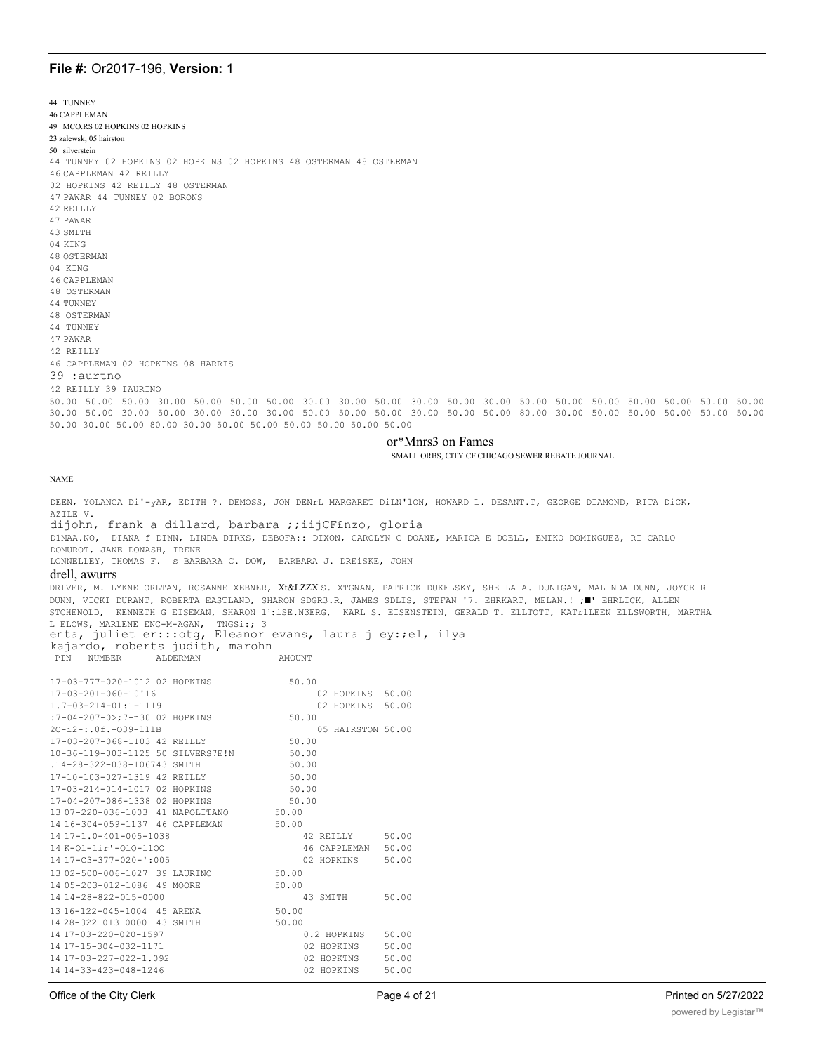44 TUNNEY
46 CAPPLEMAN
49 MCO.RS 02 HOPKINS 02 HOPKINS
23 zalewsk; 05 hairston
50 silverstein
44 TUNNEY 02 HOPKINS 02 HOPKINS 02 HOPKINS 48 OSTERMAN 48 OSTERMAN
46 CAPPLEMAN 42 REILLY
02 HOPKINS 42 REILLY 48 OSTERMAN
47 PAWAR 44 TUNNEY 02 BORONS
42 REILLY
47 PAWAR
43 SMITH
04 KING
48 OSTERMAN
04 KING
46 CAPPLEMAN
48 OSTERMAN
44 TUNNEY
48 OSTERMAN
44 TUNNEY
47 PAWAR
42 REILLY
46 CAPPLEMAN 02 HOPKINS 08 HARRIS
39 :aurtno
42 REILLY 39 IAURINO

50.00 50.00 50.00 30.00 50.00 50.00 50.00 30.00 30.00 50.00 30.00 50.00 30.00 50.00 50.00 50.00 50.00 50.00 50.00 50.00 30.00 50.00 30.00 50.00 30.00 30.00 30.00 50.00 50.00 50.00 30.00 50.00 50.00 80.00 30.00 50.00 50.00 50.00 50.00 50.00 50.00 30.00 50.00 80.00 30.00 50.00 50.00 50.00 50.00 50.00 50.00

or*Mnrs3 on Fames

SMALL ORBS, CITY CF CHICAGO SEWER REBATE JOURNAL

NAME

DEEN, YOLANCA Di'-yAR, EDITH ?. DEMOSS, JON DENrL MARGARET DiLN'1ON, HOWARD L. DESANT.T, GEORGE DIAMOND, RITA DiCK, AZILE V.
dijohn, frank a dillard, barbara ;;iijCF£nzo, gloria
D1MAA.NO, DIANA f DINN, LINDA DIRKS, DEBOFA:: DIXON, CAROLYN C DOANE, MARICA E DOELL, EMIKO DOMINGUEZ, RI CARLO DOMUROT, JANE DONASH, IRENE
LONNELLEY, THOMAS F. s BARBARA C. DOW, BARBARA J. DREiSKE, JOHN
drell, awurrs
DRIVER, M. LYKNE ORLTAN, ROSANNE XEBNER, Xt&LZZX S. XTGNAN, PATRICK DUKELSKY, SHEILA A. DUNIGAN, MALINDA DUNN, JOYCE R DUNN, VICKI DURANT, ROBERTA EASTLAND, SHARON SDGR3.R, JAMES SDLIS, STEFAN '7. EHRKART, MELAN.! ;■' EHRLICK, ALLEN STCHENOLD, KENNETH G EISEMAN, SHARON l':iSE.N3ERG, KARL S. EISENSTEIN, GERALD T. ELLTOTT, KATr1LEEN ELLSWORTH, MARTHA L ELOWS, MARLENE ENC-M-AGAN, TNGSi:; 3
enta, juliet er:::otg, Eleanor evans, laura j ey:;el, ilya
kajardo, roberts judith, marohn

| PIN NUMBER | ALDERMAN | AMOUNT |
|---|---|---|
| 17-03-777-020-1012 | 02 HOPKINS | 50.00 |
| 17-03-201-060-10'16 | 02 HOPKINS | 50.00 |
| 1.7-03-214-01:1-1119 | 02 HOPKINS | 50.00 |
| :7-04-207-0>;7-n30 | 02 HOPKINS | 50.00 |
| 2C-i2-:.0f.-O39-111B | 05 HAIRSTON | 50.00 |
| 17-03-207-068-1103 | 42 REILLY | 50.00 |
| 10-36-119-003-1125 | 50 SILVERS7E!N | 50.00 |
| .14-28-322-038-1067 | 43 SMITH | 50.00 |
| 17-10-103-027-1319 | 42 REILLY | 50.00 |
| 17-03-214-014-1017 | 02 HOPKINS | 50.00 |
| 17-04-207-086-1338 | 02 HOPKINS | 50.00 |
| 13 07-220-036-1003 | 41 NAPOLITANO | 50.00 |
| 14 16-304-059-1137 | 46 CAPPLEMAN | 50.00 |
| 14 17-1.0-401-005-1038 | 42 REILLY | 50.00 |
| 14 K-O1-1ir'-O1O-11OO | 46 CAPPLEMAN | 50.00 |
| 14 17-C3-377-020-':005 | 02 HOPKINS | 50.00 |
| 13 02-500-006-1027 | 39 LAURINO | 50.00 |
| 14 05-203-012-1086 | 49 MOORE | 50.00 |
| 14 14-28-822-015-0000 | 43 SMITH | 50.00 |
| 13 16-122-045-1004 | 45 ARENA | 50.00 |
| 14 28-322 013 0000 | 43 SMITH | 50.00 |
| 14 17-03-220-020-1597 | 0.2 HOPKINS | 50.00 |
| 14 17-15-304-032-1171 | 02 HOPKINS | 50.00 |
| 14 17-03-227-022-1.092 | 02 HOPKTNS | 50.00 |
| 14 14-33-423-048-1246 | 02 HOPKINS | 50.00 |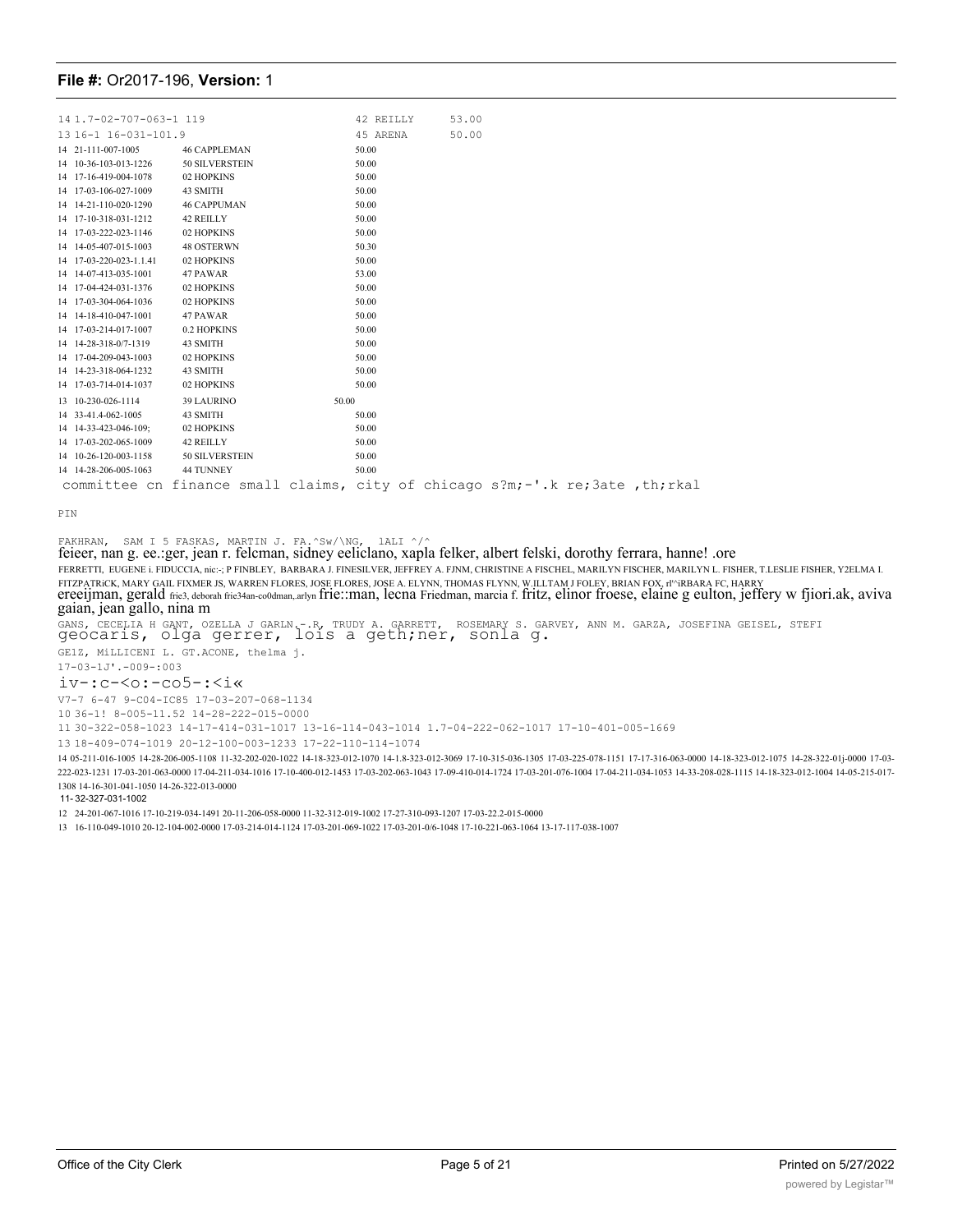| | | | |
|---|---|---|---|
| 14 | 1.7-02-707-063-1 119 | 42 REILLY | 53.00 |
| 13 | 16-1 16-031-101.9 | 45 ARENA | 50.00 |
| 14 | 21-111-007-1005 | 46 CAPPLEMAN | 50.00 |
| 14 | 10-36-103-013-1226 | 50 SILVERSTEIN | 50.00 |
| 14 | 17-16-419-004-1078 | 02 HOPKINS | 50.00 |
| 14 | 17-03-106-027-1009 | 43 SMITH | 50.00 |
| 14 | 14-21-110-020-1290 | 46 CAPPUMAN | 50.00 |
| 14 | 17-10-318-031-1212 | 42 REILLY | 50.00 |
| 14 | 17-03-222-023-1146 | 02 HOPKINS | 50.00 |
| 14 | 14-05-407-015-1003 | 48 OSTERWN | 50.30 |
| 14 | 17-03-220-023-1.1.41 | 02 HOPKINS | 50.00 |
| 14 | 14-07-413-035-1001 | 47 PAWAR | 53.00 |
| 14 | 17-04-424-031-1376 | 02 HOPKINS | 50.00 |
| 14 | 17-03-304-064-1036 | 02 HOPKINS | 50.00 |
| 14 | 14-18-410-047-1001 | 47 PAWAR | 50.00 |
| 14 | 17-03-214-017-1007 | 0.2 HOPKINS | 50.00 |
| 14 | 14-28-318-0/7-1319 | 43 SMITH | 50.00 |
| 14 | 17-04-209-043-1003 | 02 HOPKINS | 50.00 |
| 14 | 14-23-318-064-1232 | 43 SMITH | 50.00 |
| 14 | 17-03-714-014-1037 | 02 HOPKINS | 50.00 |
| 13 | 10-230-026-1114 | 39 LAURINO | 50.00 |
| 14 | 33-41.4-062-1005 | 43 SMITH | 50.00 |
| 14 | 14-33-423-046-109; | 02 HOPKINS | 50.00 |
| 14 | 17-03-202-065-1009 | 42 REILLY | 50.00 |
| 14 | 10-26-120-003-1158 | 50 SILVERSTEIN | 50.00 |
| 14 | 14-28-206-005-1063 | 44 TUNNEY | 50.00 |

committee cn finance small claims, city of chicago s?m;-'.k re;3ate ,th;rkal

PIN

FAKHRAN, SAM I 5 FASKAS, MARTIN J. FA.^Sw/\NG, 1ALI ^/^

feieer, nan g. ee.:ger, jean r. felcman, sidney eeliclano, xapla felker, albert felski, dorothy ferrara, hanne! .ore

FERRETTI, EUGENE i. FIDUCCIA, nic:-; P FINBLEY, BARBARA J. FINESILVER, JEFFREY A. FJNM, CHRISTINE A FISCHEL, MARILYN FISCHER, MARILYN L. FISHER, T.LESLIE FISHER, Y2ELMA I. FITZPATRiCK, MARY GAIL FIXMER JS, WARREN FLORES, JOSE FLORES, JOSE A. ELYNN, THOMAS FLYNN, W.ILLTAM J FOLEY, BRIAN FOX, rl'^iRBARA FC, HARRY

ereeijman, gerald frie3, deborah frie34an-co0dman,.arlyn frie::man, lecna Friedman, marcia f. fritz, elinor froese, elaine g eulton, jeffery w fjiori.ak, aviva gaian, jean gallo, nina m

GANS, CECELIA H GANT, OZELLA J GARLN.-.R, TRUDY A. GARRETT, ROSEMARY S. GARVEY, ANN M. GARZA, JOSEFINA GEISEL, STEFI

geocaris, olga gerrer, lois a geth;ner, sonla g.

GE1Z, MiLLICENI L. GT.ACONE, thelma j.

17-03-1J'.-009-:003

iv-:c-<o:-co5-:<i«

V7-7 6-47 9-C04-IC85 17-03-207-068-1134

10 36-1! 8-005-11.52 14-28-222-015-0000

11 30-322-058-1023 14-17-414-031-1017 13-16-114-043-1014 1.7-04-222-062-1017 17-10-401-005-1669

13 18-409-074-1019 20-12-100-003-1233 17-22-110-114-1074

14 05-211-016-1005 14-28-206-005-1108 11-32-202-020-1022 14-18-323-012-1070 14-1.8-323-012-3069 17-10-315-036-1305 17-03-225-078-1151 17-17-316-063-0000 14-18-323-012-1075 14-28-322-01j-0000 17-03-222-023-1231 17-03-201-063-0000 17-04-211-034-1016 17-10-400-012-1453 17-03-202-063-1043 17-09-410-014-1724 17-03-201-076-1004 17-04-211-034-1053 14-33-208-028-1115 14-18-323-012-1004 14-05-215-017-1308 14-16-301-041-1050 14-26-322-013-0000

11- 32-327-031-1002

12 24-201-067-1016 17-10-219-034-1491 20-11-206-058-0000 11-32-312-019-1002 17-27-310-093-1207 17-03-22.2-015-0000

13 16-110-049-1010 20-12-104-002-0000 17-03-214-014-1124 17-03-201-069-1022 17-03-201-0/6-1048 17-10-221-063-1064 13-17-117-038-1007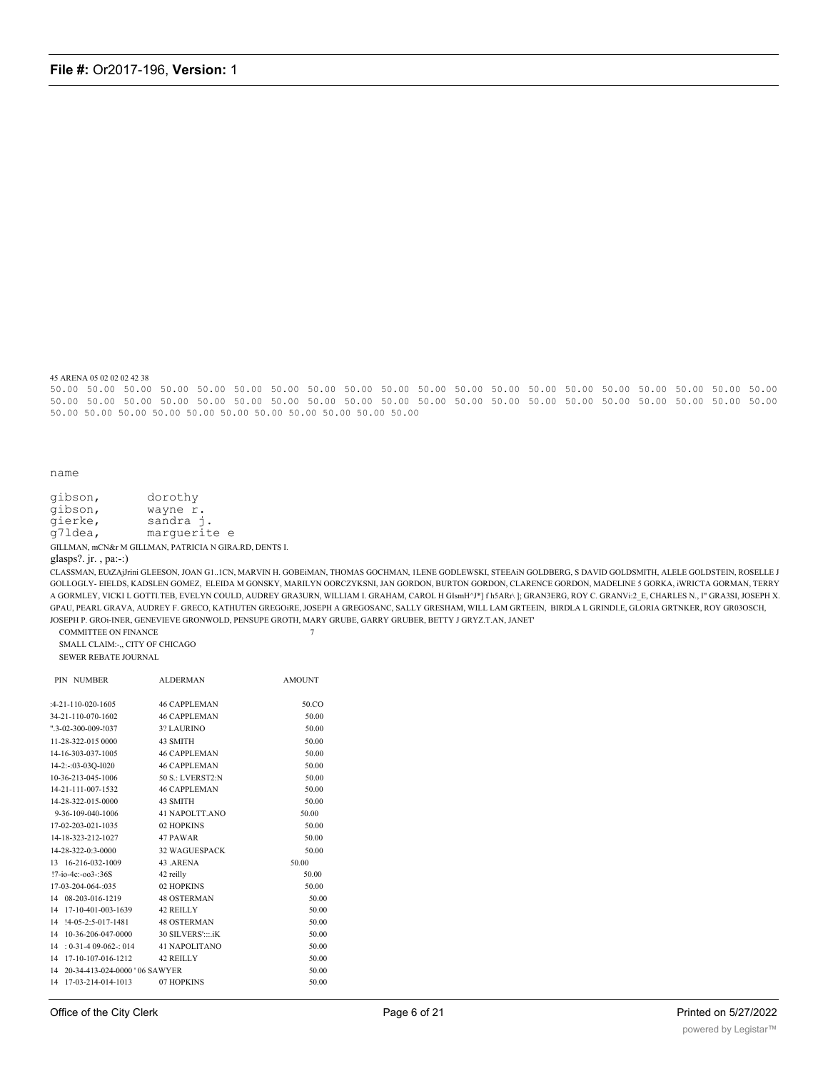45 ARENA 05 02 02 02 42 38

50.00 50.00 50.00 50.00 50.00 50.00 50.00 50.00 50.00 50.00 50.00 50.00 50.00 50.00 50.00 50.00 50.00 50.00 50.00 50.00 50.00 50.00 50.00 50.00 50.00 50.00 50.00 50.00 50.00 50.00 50.00 50.00 50.00 50.00 50.00 50.00 50.00 50.00 50.00 50.00 50.00 50.00 50.00 50.00 50.00 50.00 50.00 50.00 50.00 50.00 50.00

name

| | |
|---|---|
| gibson, | dorothy |
| gibson, | wayne r. |
| gierke, | sandra j. |
| g7ldea, | marguerite e |

GILLMAN, mCN&r M GILLMAN, PATRICIA N GIRA.RD, DENTS I.

glasps?. jr. , pa:-:)

CLASSMAN, EUtZAjJrini GLEESON, JOAN G1..1CN, MARVIN H. GOBEiMAN, THOMAS GOCHMAN, 1LENE GODLEWSKI, STEEAiN GOLDBERG, S DAVID GOLDSMITH, ALELE GOLDSTEIN, ROSELLE J GOLLOGLY- EIELDS, KADSLEN GOMEZ, ELEIDA M GONSKY, MARILYN OORCZYKSNI, JAN GORDON, BURTON GORDON, CLARENCE GORDON, MADELINE 5 GORKA, iWRICTA GORMAN, TERRY A GORMLEY, VICKI L GOTTI.TEB, EVELYN COULD, AUDREY GRA3URN, WILLIAM I. GRAHAM, CAROL H GIsmH^J*] f h5ARr\ ]; GRAN3ERG, ROY C. GRANVi:2_E, CHARLES N., I" GRA3SI, JOSEPH X. GPAU, PEARL GRAVA, AUDREY F. GRECO, KATHUTEN GREGOiRE, JOSEPH A GREGOSANC, SALLY GRESHAM, WILL LAM GRTEEIN, BIRDLA L GRINDI.E, GLORIA GRTNKER, ROY GR03OSCH, JOSEPH P. GROi-INER, GENEVIEVE GRONWOLD, PENSUPE GROTH, MARY GRUBE, GARRY GRUBER, BETTY J GRYZ.T.AN, JANET'

COMMITTEE ON FINANCE 7

SMALL CLAIM:-,, CITY OF CHICAGO

SEWER REBATE JOURNAL

| PIN NUMBER | ALDERMAN | AMOUNT |
|---|---|---|
| :4-21-110-020-1605 | 46 CAPPLEMAN | 50.CO |
| 34-21-110-070-1602 | 46 CAPPLEMAN | 50.00 |
| ".3-02-300-009-!037 | 3? LAURINO | 50.00 |
| 11-28-322-015 0000 | 43 SMITH | 50.00 |
| 14-16-303-037-1005 | 46 CAPPLEMAN | 50.00 |
| 14-2:-:03-03Q-I020 | 46 CAPPLEMAN | 50.00 |
| 10-36-213-045-1006 | 50 S.: LVERST2:N | 50.00 |
| 14-21-111-007-1532 | 46 CAPPLEMAN | 50.00 |
| 14-28-322-015-0000 | 43 SMITH | 50.00 |
| 9-36-109-040-1006 | 41 NAPOLTT.ANO | 50.00 |
| 17-02-203-021-1035 | 02 HOPKINS | 50.00 |
| 14-18-323-212-1027 | 47 PAWAR | 50.00 |
| 14-28-322-0:3-0000 | 32 WAGUESPACK | 50.00 |
| 13 16-216-032-1009 | 43 .ARENA | 50.00 |
| !7-io-4c:-oo3-:36S | 42 reilly | 50.00 |
| 17-03-204-064-:035 | 02 HOPKINS | 50.00 |
| 14 08-203-016-1219 | 48 OSTERMAN | 50.00 |
| 14 17-10-401-003-1639 | 42 REILLY | 50.00 |
| 14 !4-05-2:5-017-1481 | 48 OSTERMAN | 50.00 |
| 14 10-36-206-047-0000 | 30 SILVERS':::.iK | 50.00 |
| 14 : 0-31-4 09-062-: 014 | 41 NAPOLITANO | 50.00 |
| 14 17-10-107-016-1212 | 42 REILLY | 50.00 |
| 14 20-34-413-024-0000 ' 06 SAWYER | | 50.00 |
| 14 17-03-214-014-1013 | 07 HOPKINS | 50.00 |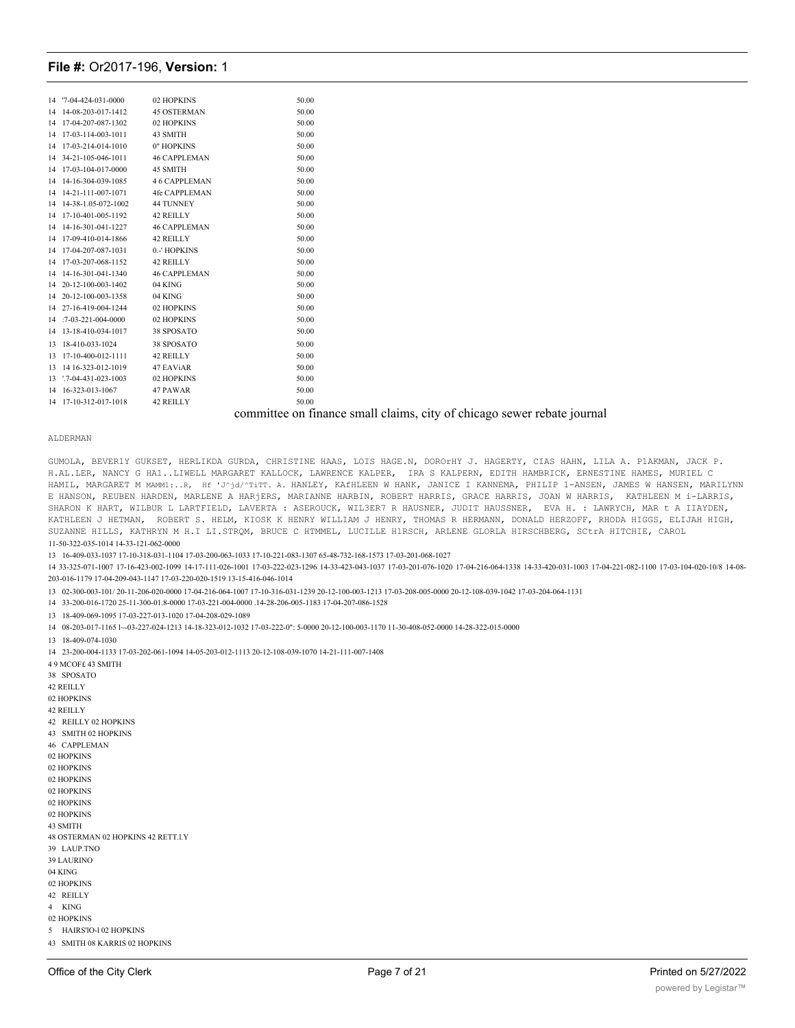| | | | |
|---|---|---|---|
| 14 | '7-04-424-031-0000 | 02 HOPKINS | 50.00 |
| 14 | 14-08-203-017-1412 | 45 OSTERMAN | 50.00 |
| 14 | 17-04-207-087-1302 | 02 HOPKINS | 50.00 |
| 14 | 17-03-114-003-1011 | 43 SMITH | 50.00 |
| 14 | 17-03-214-014-1010 | 0" HOPKINS | 50.00 |
| 14 | 34-21-105-046-1011 | 46 CAPPLEMAN | 50.00 |
| 14 | 17-03-104-017-0000 | 45 SMITH | 50.00 |
| 14 | 14-16-304-039-1085 | 4 6 CAPPLEMAN | 50.00 |
| 14 | 14-21-111-007-1071 | 4fe CAPPLEMAN | 50.00 |
| 14 | 14-38-1.05-072-1002 | 44 TUNNEY | 50.00 |
| 14 | 17-10-401-005-1192 | 42 REILLY | 50.00 |
| 14 | 14-16-301-041-1227 | 46 CAPPLEMAN | 50.00 |
| 14 | 17-09-410-014-1866 | 42 REILLY | 50.00 |
| 14 | 17-04-207-087-1031 | 0.-' HOPKINS | 50.00 |
| 14 | 17-03-207-068-1152 | 42 REILLY | 50.00 |
| 14 | 14-16-301-041-1340 | 46 CAPPLEMAN | 50.00 |
| 14 | 20-12-100-003-1402 | 04 KING | 50.00 |
| 14 | 20-12-100-003-1358 | 04 KING | 50.00 |
| 14 | 27-16-419-004-1244 | 02 HOPKINS | 50.00 |
| 14 | :7-03-221-004-0000 | 02 HOPKINS | 50.00 |
| 14 | 13-18-410-034-1017 | 38 SPOSATO | 50.00 |
| 13 | 18-410-033-1024 | 38 SPOSATO | 50.00 |
| 13 | 17-10-400-012-1111 | 42 REILLY | 50.00 |
| 13 | 14 16-323-012-1019 | 47 EAViAR | 50.00 |
| 13 | '.7-04-431-023-1003 | 02 HOPKINS | 50.00 |
| 14 | 16-323-013-1067 | 47 PAWAR | 50.00 |
| 14 | 17-10-312-017-1018 | 42 REILLY | 50.00 |

committee on finance small claims, city of chicago sewer rebate journal

ALDERMAN

GUMOLA, BEVER1Y GUKSET, HERLIKDA GURDA, CHRISTINE HAAS, LOIS HAGE.N, DOROrHY J. HAGERTY, CIAS HAHN, LILA A. P1AKMAN, JACK P. H.AL.LER, NANCY G HA1..LIWELL MARGARET KALLOCK, LAWRENCE KALPER, IRA S KALPERN, EDITH HAMBRICK, ERNESTINE HAMES, MURIEL C HAMIL, MARGARET M MAMM1:..R, Hf 'J^jd/^TiTT. A. HANLEY, KAfHLEEN W HANK, JANICE I KANNEMA, PHILIP 1-ANSEN, JAMES W HANSEN, MARILYNN E HANSON, REUBEN HARDEN, MARLENE A HARjERS, MARIANNE HARBIN, ROBERT HARRIS, GRACE HARRIS, JOAN W HARRIS, KATHLEEN M i-LARRIS, SHARON K HART, WILBUR L LARTFIELD, LAVERTA : ASEROUCK, WIL3ER7 R HAUSNER, JUDIT HAUSSNER, EVA H. : LAWRYCH, MAR t A IIAYDEN, KATHLEEN J HETMAN, ROBERT S. HELM, KIOSK K HENRY WILLIAM J HENRY, THOMAS R HERMANN, DONALD HERZOFF, RHODA HIGGS, ELIJAH HIGH, SUZANNE HILLS, KATHRYN M H.I LI.STRQM, BRUCE C HTMMEL, LUCILLE H1RSCH, ARLENE GLORLA HIRSCHBERG, SCtrA HITCHIE, CAROL

11-50-322-035-1014 14-33-121-062-0000

13 16-409-033-1037 17-10-318-031-1104 17-03-200-063-1033 17-10-221-083-1307 65-48-732-168-1573 17-03-201-068-1027

14 33-325-071-1007 17-16-423-002-1099 14-17-111-026-1001 17-03-222-023-1296 14-33-423-043-1037 17-03-201-076-1020 17-04-216-064-1338 14-33-420-031-1003 17-04-221-082-1100 17-03-104-020-10/8 14-08-203-016-1179 17-04-209-043-1147 17-03-220-020-1519 13-15-416-046-1014

13 02-300-003-101/ 20-11-206-020-0000 17-04-216-064-1007 17-10-316-031-1239 20-12-100-003-1213 17-03-208-005-0000 20-12-108-039-1042 17-03-204-064-1131

14 33-200-016-1720 25-11-300-01.8-0000 17-03-221-004-0000 .14-28-206-005-1183 17-04-207-086-1528

13 18-409-069-1095 17-03-227-013-1020 17-04-208-029-1089

14 08-203-017-1165 l~-03-227-024-1213 14-18-323-012-1032 17-03-222-0": 5-0000 20-12-100-003-1170 11-30-408-052-0000 14-28-322-015-0000

13 18-409-074-1030

14 23-200-004-1133 17-03-202-061-1094 14-05-203-012-1113 20-12-108-039-1070 14-21-111-007-1408

4 9 MCOF£ 43 SMITH
38 SPOSATO
42 REILLY
02 HOPKINS
42 REILLY
42 REILLY 02 HOPKINS
43 SMITH 02 HOPKINS
46 CAPPLEMAN
02 HOPKINS
02 HOPKINS
02 HOPKINS
02 HOPKINS
02 HOPKINS
02 HOPKINS
43 SMITH
48 OSTERMAN 02 HOPKINS 42 RETT.l.Y
39 LAUP.TNO
39 LAURINO
04 KING
02 HOPKINS
42 REILLY
4 KING
02 HOPKINS
5 HAIRS'lO-l 02 HOPKINS
43 SMITH 08 KARRIS 02 HOPKINS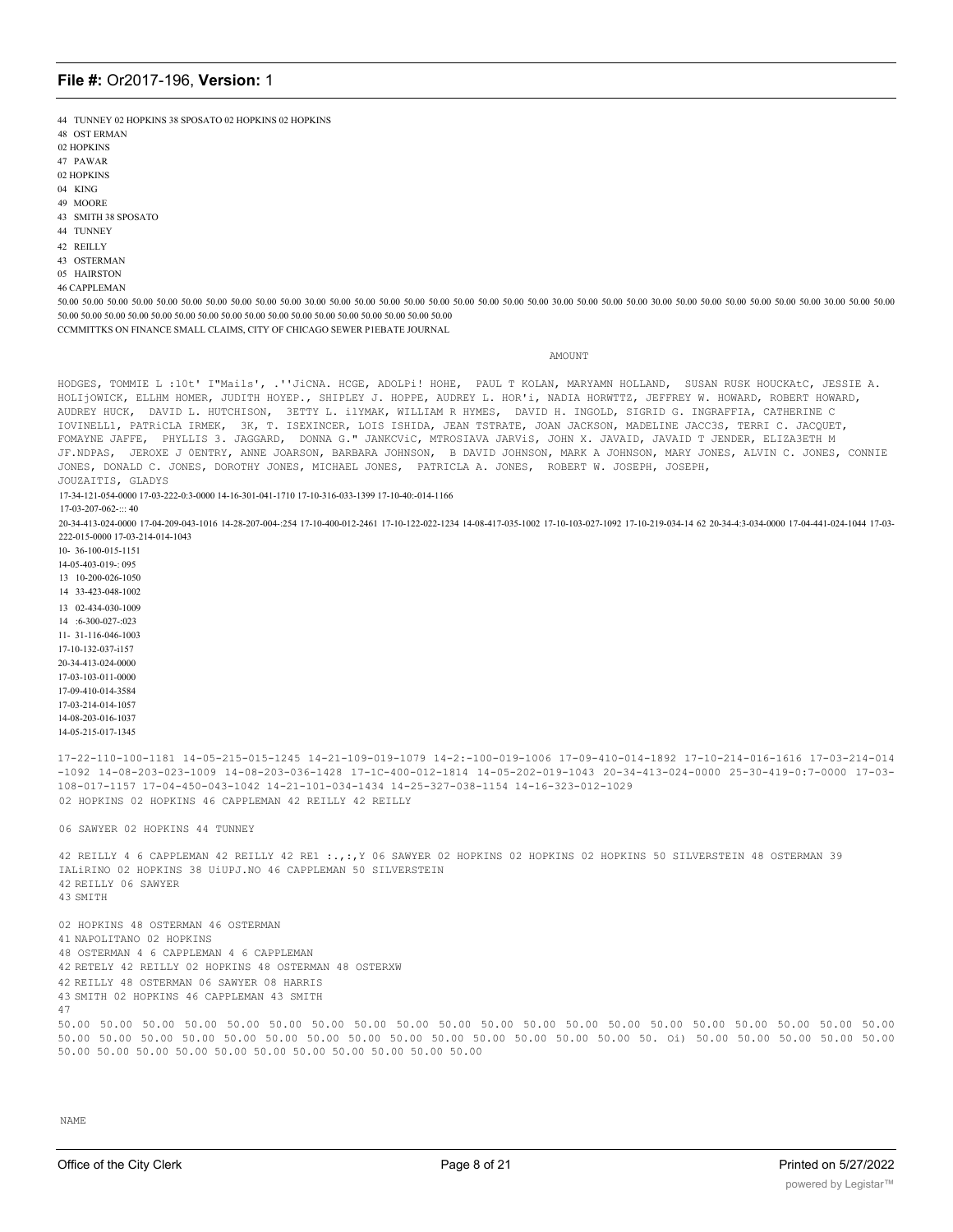44 TUNNEY 02 HOPKINS 38 SPOSATO 02 HOPKINS 02 HOPKINS
48 OST ERMAN
02 HOPKINS
47 PAWAR
02 HOPKINS
04 KING
49 MOORE
43 SMITH 38 SPOSATO
44 TUNNEY
42 REILLY
43 OSTERMAN
05 HAIRSTON
46 CAPPLEMAN

50.00 50.00 50.00 50.00 50.00 50.00 50.00 50.00 50.00 50.00 50.00 30.00 50.00 50.00 50.00 50.00 50.00 50.00 50.00 50.00 50.00 30.00 50.00 50.00 50.00 30.00 50.00 50.00 50.00 50.00 50.00 50.00 30.00 50.00 50.00 50.00 50.00 50.00 50.00 50.00 50.00 50.00 50.00 50.00 50.00 50.00 50.00 50.00 50.00 50.00 50.00 50.00 50.00

CCMMITTKS ON FINANCE SMALL CLAIMS, CITY OF CHICAGO SEWER P1EBATE JOURNAL

AMOUNT

HODGES, TOMMIE L :10t' I"Mails', .''JiCNA. HCGE, ADOLPi! HOHE, PAUL T KOLAN, MARYAMN HOLLAND, SUSAN RUSK HOUCKAtC, JESSIE A. HOLIjOWICK, ELLHM HOMER, JUDITH HOYEP., SHIPLEY J. HOPPE, AUDREY L. HOR'i, NADIA HORWTTZ, JEFFREY W. HOWARD, ROBERT HOWARD, AUDREY HUCK, DAVID L. HUTCHISON, 3ETTY L. i1YMAK, WILLIAM R HYMES, DAVID H. INGOLD, SIGRID G. INGRAFFIA, CATHERINE C IOVINELL1, PATRiCLA IRMEK, 3K, T. ISEXINCER, LOIS ISHIDA, JEAN TSTRATE, JOAN JACKSON, MADELINE JACC3S, TERRI C. JACQUET, FOMAYNE JAFFE, PHYLLIS 3. JAGGARD, DONNA G." JANKCViC, MTROSIAVA JARViS, JOHN X. JAVAID, JAVAID T JENDER, ELIZA3ETH M JF.NDPAS, JEROXE J 0ENTRY, ANNE JOARSON, BARBARA JOHNSON, B DAVID JOHNSON, MARK A JOHNSON, MARY JONES, ALVIN C. JONES, CONNIE JONES, DONALD C. JONES, DOROTHY JONES, MICHAEL JONES, PATRICLA A. JONES, ROBERT W. JOSEPH, JOSEPH, JOUZAITIS, GLADYS

17-34-121-054-0000 17-03-222-0:3-0000 14-16-301-041-1710 17-10-316-033-1399 17-10-40:-014-1166
17-03-207-062-::: 40
20-34-413-024-0000 17-04-209-043-1016 14-28-207-004-:254 17-10-400-012-2461 17-10-122-022-1234 14-08-417-035-1002 17-10-103-027-1092 17-10-219-034-14 62 20-34-4:3-034-0000 17-04-441-024-1044 17-03-222-015-0000 17-03-214-014-1043
10- 36-100-015-1151
14-05-403-019-: 095
13 10-200-026-1050
14 33-423-048-1002
13 02-434-030-1009
14 :6-300-027-:023
11- 31-116-046-1003
17-10-132-037-i157
20-34-413-024-0000
17-03-103-011-0000
17-09-410-014-3584
17-03-214-014-1057
14-08-203-016-1037
14-05-215-017-1345

17-22-110-100-1181 14-05-215-015-1245 14-21-109-019-1079 14-2:-100-019-1006 17-09-410-014-1892 17-10-214-016-1616 17-03-214-014 -1092 14-08-203-023-1009 14-08-203-036-1428 17-1C-400-012-1814 14-05-202-019-1043 20-34-413-024-0000 25-30-419-0:7-0000 17-03-108-017-1157 17-04-450-043-1042 14-21-101-034-1434 14-25-327-038-1154 14-16-323-012-1029
02 HOPKINS 02 HOPKINS 46 CAPPLEMAN 42 REILLY 42 REILLY

06 SAWYER 02 HOPKINS 44 TUNNEY

42 REILLY 4 6 CAPPLEMAN 42 REILLY 42 RE1 :.,:,Y 06 SAWYER 02 HOPKINS 02 HOPKINS 02 HOPKINS 50 SILVERSTEIN 48 OSTERMAN 39 IALiRINO 02 HOPKINS 38 UiUPJ.NO 46 CAPPLEMAN 50 SILVERSTEIN
42 REILLY 06 SAWYER
43 SMITH

02 HOPKINS 48 OSTERMAN 46 OSTERMAN
41 NAPOLITANO 02 HOPKINS
48 OSTERMAN 4 6 CAPPLEMAN 4 6 CAPPLEMAN
42 RETELY 42 REILLY 02 HOPKINS 48 OSTERMAN 48 OSTERXW
42 REILLY 48 OSTERMAN 06 SAWYER 08 HARRIS
43 SMITH 02 HOPKINS 46 CAPPLEMAN 43 SMITH
47

50.00 50.00 50.00 50.00 50.00 50.00 50.00 50.00 50.00 50.00 50.00 50.00 50.00 50.00 50.00 50.00 50.00 50.00 50.00 50.00 50.00 50.00 50.00 50.00 50.00 50.00 50.00 50.00 50.00 50.00 50.00 50.00 50.00 50.00 50. Oi) 50.00 50.00 50.00 50.00 50.00 50.00 50.00 50.00 50.00 50.00 50.00 50.00 50.00 50.00 50.00 50.00

NAME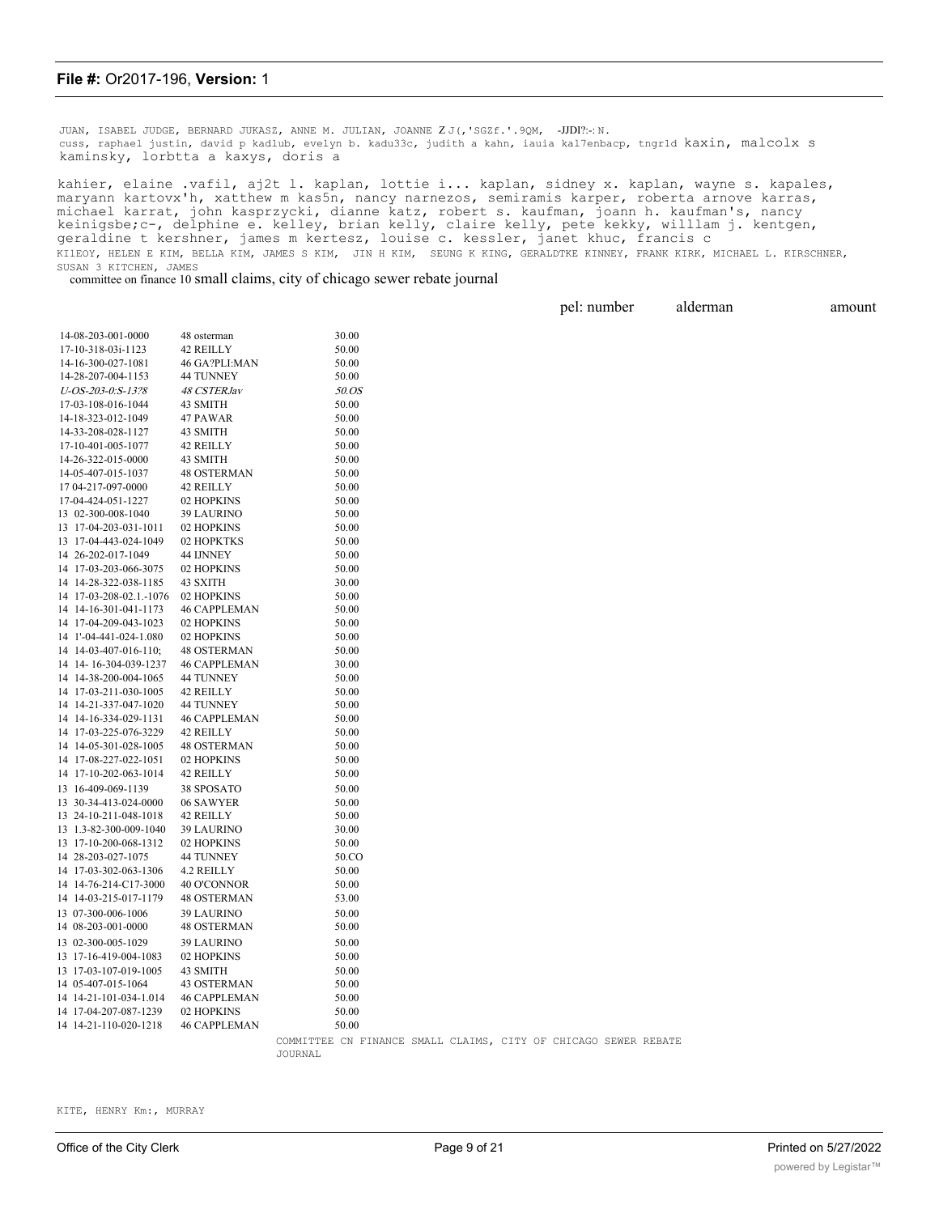JUAN, ISABEL JUDGE, BERNARD JUKASZ, ANNE M. JULIAN, JOANNE Z J(,'SGZf.'.9QM, -JJDI?:-: N.
cuss, raphael justin, david p kadlub, evelyn b. kadu33c, judith a kahn, iauia kal7enbacp, tngr1d kaxin, malcolx s kaminsky, lorbtta a kaxys, doris a

kahier, elaine .vafil, aj2t l. kaplan, lottie i... kaplan, sidney x. kaplan, wayne s. kapales, maryann kartovx'h, xatthew m kas5n, nancy narnezos, semiramis karper, roberta arnove karras, michael karrat, john kasprzycki, dianne katz, robert s. kaufman, joann h. kaufman's, nancy keinigsbe;c-, delphine e. kelley, brian kelly, claire kelly, pete kekky, willlam j. kentgen, geraldine t kershner, james m kertesz, louise c. kessler, janet khuc, francis c
KI1EOY, HELEN E KIM, BELLA KIM, JAMES S KIM, JIN H KIM, SEUNG K KING, GERALDTKE KINNEY, FRANK KIRK, MICHAEL L. KIRSCHNER, SUSAN 3 KITCHEN, JAMES

committee on finance 10 small claims, city of chicago sewer rebate journal

| pel: number | alderman | amount |
|---|---|---|
| 14-08-203-001-0000 | 48 osterman | 30.00 |
| 17-10-318-03i-1123 | 42 REILLY | 50.00 |
| 14-16-300-027-1081 | 46 GA?PLI:MAN | 50.00 |
| 14-28-207-004-1153 | 44 TUNNEY | 50.00 |
| *U-OS-203-0:S-13?8* | *48 CSTERJav* | *50.OS* |
| 17-03-108-016-1044 | 43 SMITH | 50.00 |
| 14-18-323-012-1049 | 47 PAWAR | 50.00 |
| 14-33-208-028-1127 | 43 SMITH | 50.00 |
| 17-10-401-005-1077 | 42 REILLY | 50.00 |
| 14-26-322-015-0000 | 43 SMITH | 50.00 |
| 14-05-407-015-1037 | 48 OSTERMAN | 50.00 |
| 17 04-217-097-0000 | 42 REILLY | 50.00 |
| 17-04-424-051-1227 | 02 HOPKINS | 50.00 |
| 13 02-300-008-1040 | 39 LAURINO | 50.00 |
| 13 17-04-203-031-1011 | 02 HOPKINS | 50.00 |
| 13 17-04-443-024-1049 | 02 HOPKTKS | 50.00 |
| 14 26-202-017-1049 | 44 IJNNEY | 50.00 |
| 14 17-03-203-066-3075 | 02 HOPKINS | 50.00 |
| 14 14-28-322-038-1185 | 43 SXITH | 30.00 |
| 14 17-03-208-02.1.-1076 | 02 HOPKINS | 50.00 |
| 14 14-16-301-041-1173 | 46 CAPPLEMAN | 50.00 |
| 14 17-04-209-043-1023 | 02 HOPKINS | 50.00 |
| 14 1'-04-441-024-1.080 | 02 HOPKINS | 50.00 |
| 14 14-03-407-016-110; | 48 OSTERMAN | 50.00 |
| 14 14- 16-304-039-1237 | 46 CAPPLEMAN | 30.00 |
| 14 14-38-200-004-1065 | 44 TUNNEY | 50.00 |
| 14 17-03-211-030-1005 | 42 REILLY | 50.00 |
| 14 14-21-337-047-1020 | 44 TUNNEY | 50.00 |
| 14 14-16-334-029-1131 | 46 CAPPLEMAN | 50.00 |
| 14 17-03-225-076-3229 | 42 REILLY | 50.00 |
| 14 14-05-301-028-1005 | 48 OSTERMAN | 50.00 |
| 14 17-08-227-022-1051 | 02 HOPKINS | 50.00 |
| 14 17-10-202-063-1014 | 42 REILLY | 50.00 |
| 13 16-409-069-1139 | 38 SPOSATO | 50.00 |
| 13 30-34-413-024-0000 | 06 SAWYER | 50.00 |
| 13 24-10-211-048-1018 | 42 REILLY | 50.00 |
| 13 1.3-82-300-009-1040 | 39 LAURINO | 30.00 |
| 13 17-10-200-068-1312 | 02 HOPKINS | 50.00 |
| 14 28-203-027-1075 | 44 TUNNEY | 50.CO |
| 14 17-03-302-063-1306 | 4.2 REILLY | 50.00 |
| 14 14-76-214-C17-3000 | 40 O'CONNOR | 50.00 |
| 14 14-03-215-017-1179 | 48 OSTERMAN | 53.00 |
| 13 07-300-006-1006 | 39 LAURINO | 50.00 |
| 14 08-203-001-0000 | 48 OSTERMAN | 50.00 |
| 13 02-300-005-1029 | 39 LAURINO | 50.00 |
| 13 17-16-419-004-1083 | 02 HOPKINS | 50.00 |
| 13 17-03-107-019-1005 | 43 SMITH | 50.00 |
| 14 05-407-015-1064 | 43 OSTERMAN | 50.00 |
| 14 14-21-101-034-1.014 | 46 CAPPLEMAN | 50.00 |
| 14 17-04-207-087-1239 | 02 HOPKINS | 50.00 |
| 14 14-21-110-020-1218 | 46 CAPPLEMAN | 50.00 |

COMMITTEE CN FINANCE SMALL CLAIMS, CITY OF CHICAGO SEWER REBATE JOURNAL

KITE, HENRY Km:, MURRAY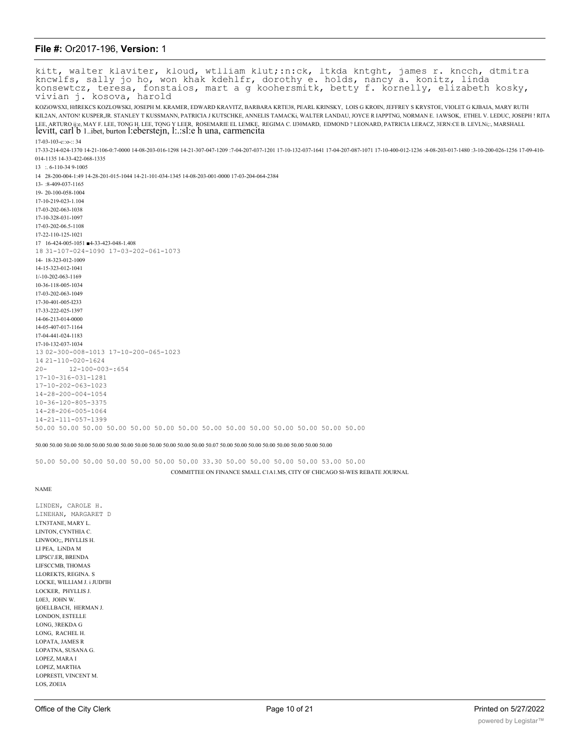kitt, walter klaviter, kloud, wtlliam klut;:n:ck, ltkda kntght, james r. kncch, dtmitra kncwlfs, sally jo ho, won khak kdehlfr, dorothy e. holds, nancy a. konitz, linda konsewtcz, teresa, fonstaios, mart a g koohersmitk, betty f. kornelly, elizabeth kosky, vivian j. kosova, harold

KOZiOWSXI, HflREKCS KOZLOWSKI, JOSEPH M. KRAMER, EDWARD KRAVITZ, BARBARA KRTE38, PEARL KRINSKY, LOIS G KROIN, JEFFREY S KRYSTOE, VIOLET G KJBAIA, MARY RUTH KIL2AN, ANTON! KUSPER,JR. STANLEY T KUSSMANN, PATRICIA J KUTSCHKE, ANNELIS TAMACKi, WALTER LANDAU, JOYCE R IAPPTNG, NORMAN E. 1AWSOK, ETHEL V. LEDUC, JOSEPH ! RITA LEE, ARTURO ij;e, MAY F. LEE, TONG H. LEE, TONG Y LEER, ROSEMARIE EL LEMKE, REGIMA C. IJ30MARD, EDMOND ? LEONARD, PATRICIA LERACZ, 3ERN:CE B. LEVLNi;:, MARSHALL levitt, carl b 1..ibet, burton l:eberstejn, l:.:sl:e h una, carmencita

17-03-103-c::o-:: 34

17-33-214-024-1370 14-21-106-0:7-0000 14-08-203-016-1298 14-21-307-047-1209 :7-04-207-037-1201 17-10-132-037-1641 17-04-207-087-1071 17-10-400-012-1236 :4-08-203-017-1480 :3-10-200-026-1256 17-09-410-014-1135 14-33-422-068-1335

13 :. 6-110-34 9-1005

14 28-200-004-1:49 14-28-201-015-1044 14-21-101-034-1345 14-08-203-001-0000 17-03-204-064-2384

13- :8-409-037-1165

19- 20-100-058-1004

17-10-219-023-1.104

17-03-202-063-1038

17-10-328-031-1097

17-03-202-06.5-1108

17-22-110-125-1021

17 16-424-005-1051 ■4-33-423-048-1.408

18 31-107-024-1090 17-03-202-061-1073

14- 18-323-012-1009

14-15-323-012-1041

1/-10-202-063-1169

10-36-118-005-1034

17-03-202-063-1049

17-30-401-005-I233

17-33-222-025-1397

14-06-213-014-0000

14-05-407-017-1164

17-04-441-024-1183

17-10-132-037-1034

13 02-300-008-1013 17-10-200-065-1023

14 21-110-020-1624

20- 12-100-003-:654

17-10-316-031-1281

17-10-202-063-1023

14-28-200-004-1054

10-36-120-805-3375

14-28-206-005-1064

14-21-111-057-1399

50.00 50.00 50.00 50.00 50.00 50.00 50.00 50.00 50.00 50.00 50.00 50.00 50.00 50.00

50.00 50.00 50.00 50.00 50.00 50.00 50.00 50.00 50.00 50.00 50.00 50.00 50.07 50.00 50.00 50.00 50.00 50.00 50.00 50.00 50.00

50.00 50.00 50.00 50.00 50.00 50.00 50.00 33.30 50.00 50.00 50.00 50.00 53.00 50.00

COMMITTEE ON FINANCE SMALL C1A1.MS, CITY OF CHICAGO SI-WES REBATE JOURNAL

NAME

LINDEN, CAROLE H.
LINEHAN, MARGARET D
LTN3TANE, MARY L.
LINTON, CYNTHIA C.
LINWOO;;, PHYLLIS H.
LI PEA, LiNDA M
LIPSCi'.ER, BRENDA
LIFSCCMB, THOMAS
LLOREKTS, REGINA. S
LOCKE, WILLIAM J. i JUDl'IH
LOCKER, PHYLLIS J.
L0E3, JOHN W.
IjOELLBACH, HERMAN J.
LONDON, ESTELLE
LONG, 3REKDA G
LONG, RACHEL H.
LOPATA, JAMES R
LOPATNA, SUSANA G.
LOPEZ, MARA I
LOPEZ, MARTHA
LOPRESTI, VINCENT M.
LOS, ZOEIA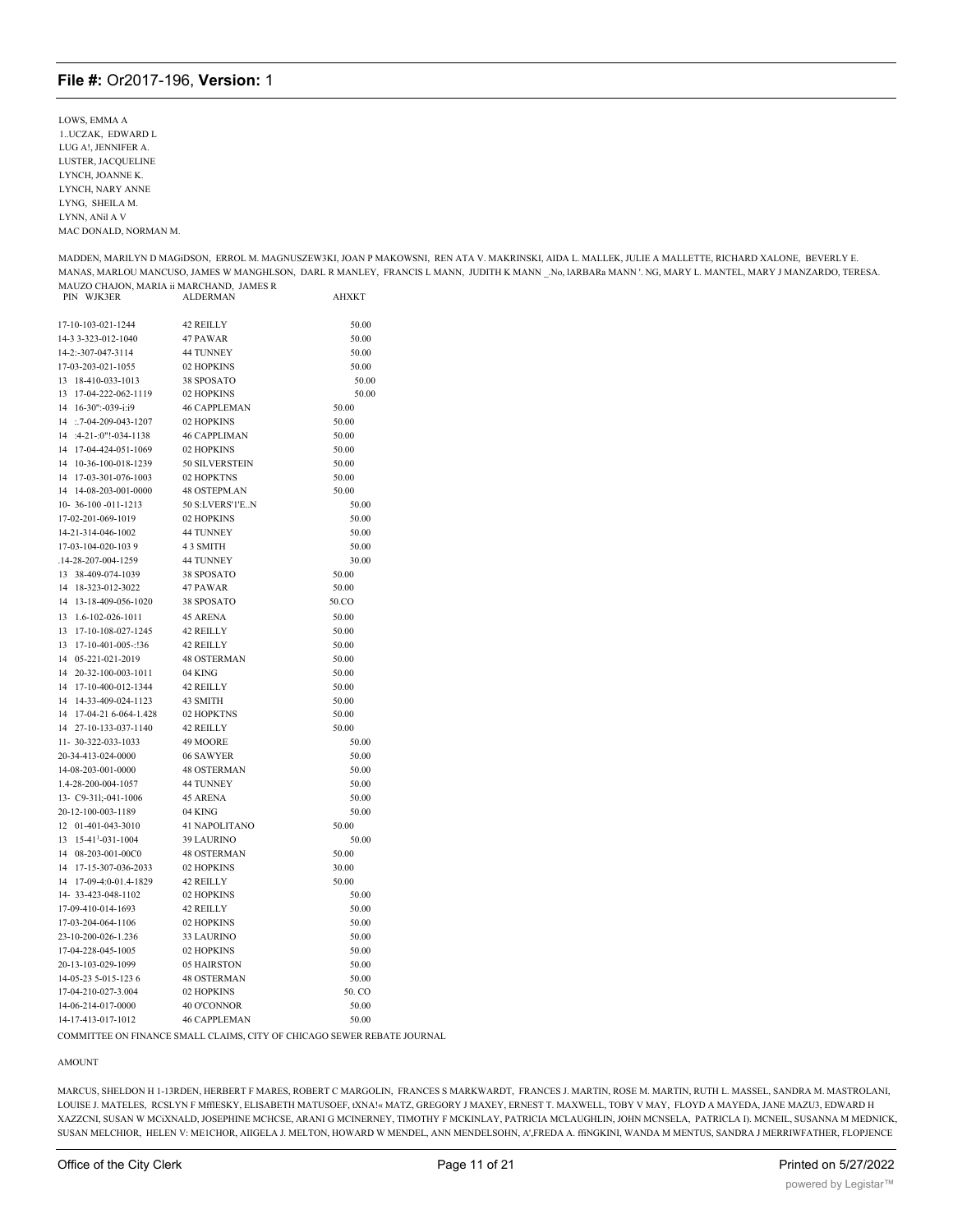LOWS, EMMA A
1..UCZAK, EDWARD L
LUG A!, JENNIFER A.
LUSTER, JACQUELINE
LYNCH, JOANNE K.
LYNCH, NARY ANNE
LYNG, SHEILA M.
LYNN, ANil A V
MAC DONALD, NORMAN M.

MADDEN, MARILYN D MAGiDSON, ERROL M. MAGNUSZEW3KI, JOAN P MAKOWSNI, REN ATA V. MAKRINSKI, AIDA L. MALLEK, JULIE A MALLETTE, RICHARD XALONE, BEVERLY E. MANAS, MARLOU MANCUSO, JAMES W MANGHLSON, DARL R MANLEY, FRANCIS L MANN, JUDITH K MANN _.No, lARBARa MANN '. NG, MARY L. MANTEL, MARY J MANZARDO, TERESA. MAUZO CHAJON, MARIA ii MARCHAND, JAMES R

| PIN WJK3ER | ALDERMAN | AHXKT |
|---|---|---|
| 17-10-103-021-1244 | 42 REILLY | 50.00 |
| 14-3 3-323-012-1040 | 47 PAWAR | 50.00 |
| 14-2:-307-047-3114 | 44 TUNNEY | 50.00 |
| 17-03-203-021-1055 | 02 HOPKINS | 50.00 |
| 13 18-410-033-1013 | 38 SPOSATO | 50.00 |
| 13 17-04-222-062-1119 | 02 HOPKINS | 50.00 |
| 14 16-30":-039-i:i9 | 46 CAPPLEMAN | 50.00 |
| 14 :.7-04-209-043-1207 | 02 HOPKINS | 50.00 |
| 14 :4-21-:0"!-034-1138 | 46 CAPPLIMAN | 50.00 |
| 14 17-04-424-051-1069 | 02 HOPKINS | 50.00 |
| 14 10-36-100-018-1239 | 50 SILVERSTEIN | 50.00 |
| 14 17-03-301-076-1003 | 02 HOPKTNS | 50.00 |
| 14 14-08-203-001-0000 | 48 OSTEPM.AN | 50.00 |
| 10- 36-100 -011-1213 | 50 S:LVERS'1'E..N | 50.00 |
| 17-02-201-069-1019 | 02 HOPKINS | 50.00 |
| 14-21-314-046-1002 | 44 TUNNEY | 50.00 |
| 17-03-104-020-103 9 | 4 3 SMITH | 50.00 |
| .14-28-207-004-1259 | 44 TUNNEY | 30.00 |
| 13 38-409-074-1039 | 38 SPOSATO | 50.00 |
| 14 18-323-012-3022 | 47 PAWAR | 50.00 |
| 14 13-18-409-056-1020 | 38 SPOSATO | 50.CO |
| 13 1.6-102-026-1011 | 45 ARENA | 50.00 |
| 13 17-10-108-027-1245 | 42 REILLY | 50.00 |
| 13 17-10-401-005-:!36 | 42 REILLY | 50.00 |
| 14 05-221-021-2019 | 48 OSTERMAN | 50.00 |
| 14 20-32-100-003-1011 | 04 KING | 50.00 |
| 14 17-10-400-012-1344 | 42 REILLY | 50.00 |
| 14 14-33-409-024-1123 | 43 SMITH | 50.00 |
| 14 17-04-21 6-064-1.428 | 02 HOPKTNS | 50.00 |
| 14 27-10-133-037-1140 | 42 REILLY | 50.00 |
| 11- 30-322-033-1033 | 49 MOORE | 50.00 |
| 20-34-413-024-0000 | 06 SAWYER | 50.00 |
| 14-08-203-001-0000 | 48 OSTERMAN | 50.00 |
| 1.4-28-200-004-1057 | 44 TUNNEY | 50.00 |
| 13- C9-311;-041-1006 | 45 ARENA | 50.00 |
| 20-12-100-003-1189 | 04 KING | 50.00 |
| 12 01-401-043-3010 | 41 NAPOLITANO | 50.00 |
| 13 15-41'-031-1004 | 39 LAURINO | 50.00 |
| 14 08-203-001-00C0 | 48 OSTERMAN | 50.00 |
| 14 17-15-307-036-2033 | 02 HOPKINS | 30.00 |
| 14 17-09-4:0-01.4-1829 | 42 REILLY | 50.00 |
| 14- 33-423-048-1102 | 02 HOPKINS | 50.00 |
| 17-09-410-014-1693 | 42 REILLY | 50.00 |
| 17-03-204-064-1106 | 02 HOPKINS | 50.00 |
| 23-10-200-026-1.236 | 33 LAURINO | 50.00 |
| 17-04-228-045-1005 | 02 HOPKINS | 50.00 |
| 20-13-103-029-1099 | 05 HAIRSTON | 50.00 |
| 14-05-23 5-015-123 6 | 48 OSTERMAN | 50.00 |
| 17-04-210-027-3.004 | 02 HOPKINS | 50. CO |
| 14-06-214-017-0000 | 40 O'CONNOR | 50.00 |
| 14-17-413-017-1012 | 46 CAPPLEMAN | 50.00 |

COMMITTEE ON FINANCE SMALL CLAIMS, CITY OF CHICAGO SEWER REBATE JOURNAL

AMOUNT

MARCUS, SHELDON H 1-13RDEN, HERBERT F MARES, ROBERT C MARGOLIN, FRANCES S MARKWARDT, FRANCES J. MARTIN, ROSE M. MARTIN, RUTH L. MASSEL, SANDRA M. MASTROLANI, LOUISE J. MATELES, RCSLYN F MfflESKY, ELISABETH MATUSOEF, tXNA!« MATZ, GREGORY J MAXEY, ERNEST T. MAXWELL, TOBY V MAY, FLOYD A MAYEDA, JANE MAZU3, EDWARD H XAZZCNI, SUSAN W MCiXNALD, JOSEPHINE MCHCSE, ARANI G MCINERNEY, TIMOTHY F MCKINLAY, PATRICIA MCLAUGHLIN, JOHN MCNSELA, PATRICLA I). MCNEIL, SUSANNA M MEDNICK, SUSAN MELCHIOR, HELEN V: ME1CHOR, AIIGELA J. MELTON, HOWARD W MENDEL, ANN MENDELSOHN, A',FREDA A. ffiNGKINI, WANDA M MENTUS, SANDRA J MERRIWFATHER, FLOPJENCE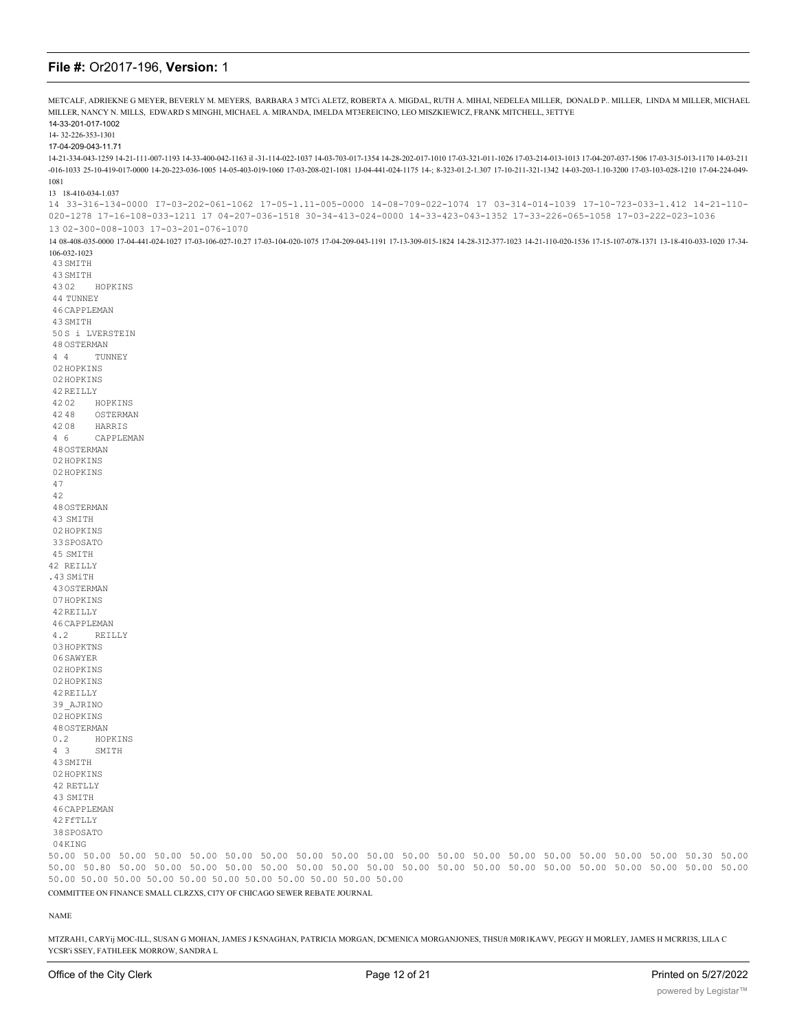METCALF, ADRIEKNE G MEYER, BEVERLY M. MEYERS, BARBARA 3 MTCi ALETZ, ROBERTA A. MIGDAL, RUTH A. MIHAI, NEDELEA MILLER, DONALD P.. MILLER, LINDA M MILLER, MICHAEL MILLER, NANCY N. MILLS, EDWARD S MINGHI, MICHAEL A. MIRANDA, IMELDA MT3EREICINO, LEO MISZKIEWICZ, FRANK MITCHELL, 3ETTYE

14-33-201-017-1002

14- 32-226-353-1301

17-04-209-043-11.71

14-21-334-043-1259 14-21-111-007-1193 14-33-400-042-1163 il -31-114-022-1037 14-03-703-017-1354 14-28-202-017-1010 17-03-321-011-1026 17-03-214-013-1013 17-04-207-037-1506 17-03-315-013-1170 14-03-211 -016-1033 25-10-419-017-0000 14-20-223-036-1005 14-05-403-019-1060 17-03-208-021-1081 1J-04-441-024-1175 14-; 8-323-01.2-1.307 17-10-211-321-1342 14-03-203-1.10-3200 17-03-103-028-1210 17-04-224-049-1081

13 18-410-034-1.037

14 33-316-134-0000 I7-03-202-061-1062 17-05-1.11-005-0000 14-08-709-022-1074 17 03-314-014-1039 17-10-723-033-1.412 14-21-110-020-1278 17-16-108-033-1211 17 04-207-036-1518 30-34-413-024-0000 14-33-423-043-1352 17-33-226-065-1058 17-03-222-023-1036

13 02-300-008-1003 17-03-201-076-1070

14 08-408-035-0000 17-04-441-024-1027 17-03-106-027-10.27 17-03-104-020-1075 17-04-209-043-1191 17-13-309-015-1824 14-28-312-377-1023 14-21-110-020-1536 17-15-107-078-1371 13-18-410-033-1020 17-34-106-032-1023

43 SMITH
43 SMITH
43 02 HOPKINS
44 TUNNEY
46 CAPPLEMAN
43 SMITH
50 S i LVERSTEIN
48 OSTERMAN
4 4 TUNNEY
02 HOPKINS
02 HOPKINS
42 REILLY
42 02 HOPKINS
42 48 OSTERMAN
42 08 HARRIS
4 6 CAPPLEMAN
48 OSTERMAN
02 HOPKINS
02 HOPKINS
47
42
48 OSTERMAN
43 SMITH
02 HOPKINS
33 SPOSATO
45 SMITH
42 REILLY
.43 SMiTH
43 OSTERMAN
07 HOPKINS
42 REILLY
46 CAPPLEMAN
4.2 REILLY
03 HOPKTNS
06 SAWYER
02 HOPKINS
02 HOPKINS
42 REILLY
39_AJRINO
02 HOPKINS
48 OSTERMAN
0.2 HOPKINS
4 3 SMITH
43 SMITH
02 HOPKINS
42 RETLLY
43 SMITH
46 CAPPLEMAN
42 FfTLLY
38 SPOSATO
04 KING

50.00 50.00 50.00 50.00 50.00 50.00 50.00 50.00 50.00 50.00 50.00 50.00 50.00 50.00 50.00 50.00 50.00 50.00 50.30 50.00 50.00 50.80 50.00 50.00 50.00 50.00 50.00 50.00 50.00 50.00 50.00 50.00 50.00 50.00 50.00 50.00 50.00 50.00 50.00 50.00 50.00 50.00 50.00 50.00 50.00 50.00 50.00 50.00 50.00 50.00 50.00

COMMITTEE ON FINANCE SMALL CLRZXS, CI7Y OF CHICAGO SEWER REBATE JOURNAL

NAME

MTZRAH1, CARYij MOC-ILL, SUSAN G MOHAN, JAMES J K5NAGHAN, PATRICIA MORGAN, DCMENICA MORGANJONES, THSUft M0R1KAWV, PEGGY H MORLEY, JAMES H MCRRI3S, LILA C YCSR'i SSEY, FATHLEEK MORROW, SANDRA L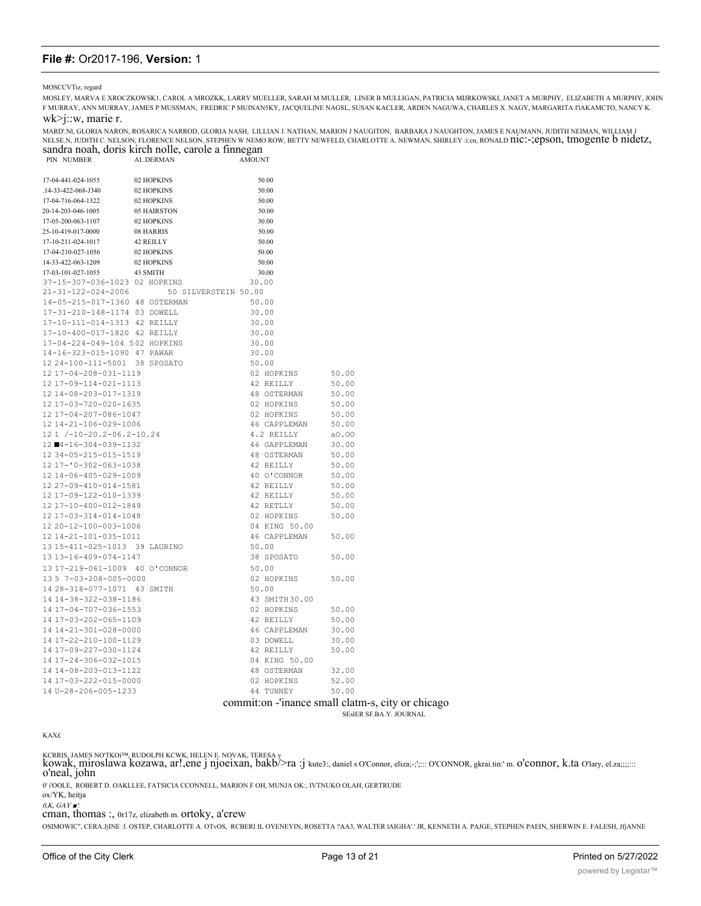**File #:** Or2017-196, **Version:** 1

MOSCCVTiz, regard

MOSLEY, MARVA E XROCZKOWSK1, CAROL A MROZKK, LARRY MUELLER, SARAH M MULLER, LINER B MULLIGAN, PATRICIA MIJRKOWSKI, JANET A MURPHY, ELIZABETH A MURPHY, JOHN F MURRAY, ANN MURRAY, JAMES P MUSSMAN, FREDRIC P MUINAN5KY, JACQUELINE NAGSL, SUSAN KACLER, ARDEN NAGUWA, CHARLES X. NAGY, MARGARITA I'IAKAMCTO, NANCY K.

wk>j::w, marie r.

MARD'.Nl, GLORIA NARON, ROSARICA NARROD, GLORIA NASH, LILLIAN J. NATHAN, MARION J NAUGITON, BARBARA J NAUGHTON, JAMES E NAUMANN, JUDITH NEIMAN, WILLIAM J NELSE.N, JUDITH C. NELSON, FLORENCE NELSON, STEPHEN W NEMO ROW, BETTY NEWFELD, CHARLOTTE A. NEWMAN, SHIRLEY :i:cn, RONALD nic:-;epson, tmogente b nidetz, sandra noah, doris kirch nolle, carole a finnegan

| PIN NUMBER | AL.DERMAN | AMOUNT |
|---|---|---|
| 17-04-441-024-1055 | 02 HOPKINS | 50.00 |
| .14-33-422-068-J340 | 02 HOPKINS | 50.00 |
| 17-04-716-064-1322 | 02 HOPKINS | 50.00 |
| 20-14-203-046-1005 | 05 HAIRSTON | 50.00 |
| 17-05-200-063-1107 | 02 HOPKINS | 30.00 |
| 25-10-419-017-0000 | 08 HARRIS | 50.00 |
| 17-10-211-024-1017 | 42 REILLY | 50.00 |
| 17-04-210-027-1056 | 02 HOPKINS | 50.00 |
| 14-33-422-063-1209 | 02 HOPKINS | 50.00 |
| 17-03-101-027-1055 | 43 SMITH | 30.00 |
| 37-15-307-036-1023 | 02 HOPKINS | 30.00 |
| 21-31-122-024-2006 | 50 SILVERSTEIN | 50.00 |
| 14-05-215-017-1360 | 48 OSTERMAN | 50.00 |
| 17-31-210-148-1174 | 03 DOWELL | 30.00 |
| 17-10-111-014-1313 | 42 REILLY | 30.00 |
| 17-10-400-017-1820 | 42 REILLY | 30.00 |
| 17-04-224-049-104 5 | 02 HOPKINS | 30.00 |
| 14-16-323-015-1090 | 47 PAWAR | 30.00 |
| 12 24-100-111-5001 | 38 SPOSATO | 50.00 |
| 12 17-04-208-031-1119 | 02 HOPKINS | 50.00 |
| 12 17-09-114-021-1113 | 42 REILLY | 50.00 |
| 12 14-08-203-017-1319 | 48 OSTERMAN | 50.00 |
| 12 17-03-720-020-1635 | 02 HOPKINS | 50.00 |
| 12 17-04-207-086-1047 | 02 HOPKINS | 50.00 |
| 12 14-21-106-029-1006 | 46 CAPPLEMAN | 50.00 |
| 12 1 /-10-20.2-06.2-10.24 | 4.2 REILLY | aO.OO |
| 12 ■4-16-304-039-1132 | 46 GAPPLEMAN | 30.00 |
| 12 34-05-215-015-1519 | 48 OSTERMAN | 50.00 |
| 12 17-'0-302-063-1038 | 42 REILLY | 50.00 |
| 12 14-06-405-029-1009 | 40 O'CONNOR | 50.00 |
| 12 27-09-410-014-1581 | 42 REILLY | 50.00 |
| 12 17-09-122-010-1339 | 42 REILLY | 50.00 |
| 12 17-10-400-012-1849 | 42 RETLLY | 50.00 |
| 12 17-03-314-014-1048 | 02 HOPKINS | 50.00 |
| 12 20-12-100-003-1006 | 04 KING | 50.00 |
| 12 14-21-101-035-1011 | 46 CAPPLEMAN | 50.00 |
| 13 15-411-025-1013 | 39 LAURINO | 50.00 |
| 13 13-16-409-074-1147 | 38 SPOSATO | 50.00 |
| 13 17-219-061-1009 | 40 O'CONNOR | 50.00 |
| 13 5 7-03-208-005-0000 | 02 HOPKINS | 50.00 |
| 14 28-318-077-1071 | 43 SMITH | 50.00 |
| 14 14-38-322-038-1186 | 43 SMITH | 30.00 |
| 14 17-04-707-036-1553 | 02 HOPKINS | 50.00 |
| 14 17-03-202-065-1109 | 42 REILLY | 50.00 |
| 14 14-21-301-028-0000 | 46 CAPPLEMAN | 30.00 |
| 14 17-22-210-100-1129 | 03 DOWELL | 30.00 |
| 14 17-09-227-030-1124 | 42 REILLY | 50.00 |
| 14 17-24-306-032-1015 | 04 KING | 50.00 |
| 14 14-08-203-013-1122 | 48 OSTERMAN | 32.00 |
| 14 17-03-222-015-0000 | 02 HOPKINS | 52.00 |
| 14 U-28-206-005-1233 | 44 TUNNEY | 50.00 |

commit:on -'inance small clatm-s, city or chicago

SEslER SF.BA.Y. JOURNAL

KAX£

KCRRIS, JAMES NO'TKOi™, RUDOLPH KCWK, HELEN E. NOVAK, TERESA y kowak, miroslawa kozawa, ar!,ene j njoeixan, bakb/>ra :j kute3:, daniel s O'Connor, eliza;-;';::: O'CONNOR, gkrai.tin:' m. o'connor, k.ta O'lary, el.za;;;;::: o'neal, john

0' i'OOLE, ROBERT D. OAKLLEE, FATSICIA CCONNEI.L, MARION F OH, MUNJA OK:, IVTNUKO OLAH, GERTRUDE

ox/YK, heitja

*0,K, GAY ■':*

cman, thomas :, 0r17z, elizabeth m. ortoky, a'crew

OSIMOWIC", CERA.JjINE :l. OSTEP, CHARLOTTE A. OTvOS, RCBERI IL OYENEYIN, ROSETTA ?AA3, WALTER lAIGHA'.' JR, KENNETH A. PAJGE, STEPHEN PAEIN, SHERWIN E. FALESH, JfjANNE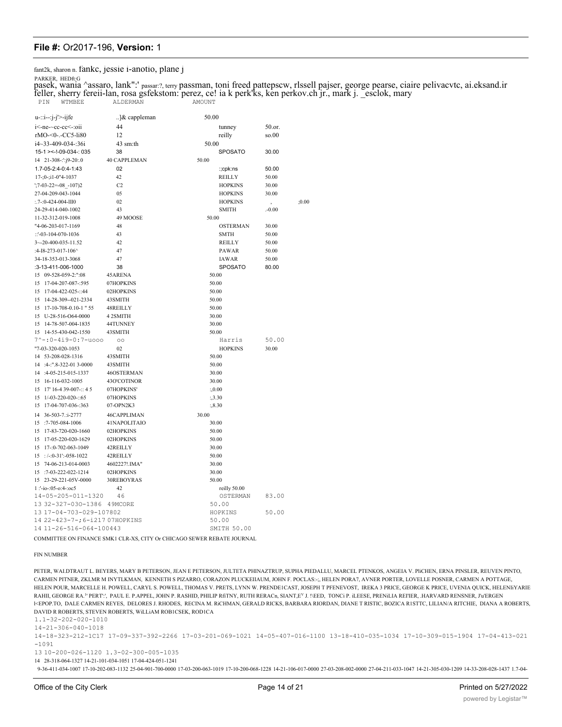fant2k, sharon n. fankc, jessie i-anotio, plane j

PARKER, HEDft;G

pasek, wania ^assaro, lank":' passar:?, terry passman, toni freed pattepscw, rlssell pajser, george pearse, ciaire pelivacvtc, ai.eksand.ir feller, sherry fereii-lan, rosa gsfekstom: perez, ce! ia k perk'ks, ken perkov.ch jr., mark j. _esclok, mary

| PIN | WTMBEE | ALDERMAN | AMOUNT |
|---|---|---|---|
| u-::i--:j-j'>-ijfe | ..]& cappleman | 50.00 | |
| i<-ne-~cc-cc<-:oii | 44 | tunney | 50.or. |
| rMO-<0-.-CC5-li80 | 12 | reilly | so.00 |
| i4~33-409-034-:36i | 43 sm:th | 50.00 | |
| 15-1 ><-!-09-034-: 035 | 38 | SPOSATO | 30.00 |
| 14 21-308-:':j9-20:.0 | 40 CAPPLEMAN | 50.00 | |
| 1.7-05-2:4-0:4-1:43 | 02 | :;cpk:ns | 50.00 |
| 17-;0-;i1-0"4-1037 | 42 | REILLY | 50.00 |
| ';7-03-22=-08_-107)2 | C2 | HOPKINS | 30.00 |
| 27-04-209-043-1044 | 05 | HOPKINS | 30.00 |
| :.7-:0-424-004-lll0 | 02 | HOPKINS | , ;0.00 |
| 24-29-414-040-1002 | 43 | SMITH | .-0.00 |
| 11-32-312-019-1008 | 49 MOOSE | 50.00 | |
| "4-06-203-017-1169 | 48 | OSTERMAN | 30.00 |
| ::'-03-104-070-1036 | 43 | SMTH | 50.00 |
| 3~-20-400-035-11.52 | 42 | REILLY | 50.00 |
| :4-I8-273-017-106^ | 47 | PAWAR | 50.00 |
| 34-18-353-013-3068 | 47 | IAWAR | 50.00 |
| :3-13-411-006-1000 | 38 | SPOSATO | 80.00 |
| 15 09-528-059-2:":08 | 45ARENA | 50.00 | |
| 15 17-04-207-087-:595 | 07HOPKINS | 50.00 | |
| 15 17-04-422-025-::44 | 02HOPKINS | 50.00 | |
| 15 14-28-309--021-2334 | 43SMITH | 50.00 | |
| 15 17-10-708-0.10-1 " 55 | 48REILLY | 50.00 | |
| 15 U-28-516-O64-0000 | 4 2SMITH | 30.00 | |
| 15 14-78-507-004-1835 | 44TUNNEY | 30.00 | |
| 15 14-55-430-042-1550 | 43SMITH | 50.00 | |
| 7^-:0-4i9-0:7-uooo | oo | Harris | 50.00 |
| "7-03-320-020-1053 | 02 | HOPKINS | 30.00 |
| 14 53-208-028-1316 | 43SMITH | 50.00 | |
| 14 :4-:".8-322-01 3-0000 | 43SMITH | 50.00 | |
| 14 :4-05-215-015-1337 | 46OSTERMAN | 30.00 | |
| 15 16-116-032-1005 | 43O'COTINOR | 30.00 | |
| 15 17' 16-4 39-007-:: 4 5 | 07HOPKINS' | :,0.00 | |
| 15 1/-03-220-020-::65 | 07HOPKINS | :,3.30 | |
| 15 17-04-707-036-:363 | 07-OPN2K3 | :,8.30 | |
| 14 36-503-7.:i-2777 | 46CAPPLIMAN | 30.00 | |
| 15 :7-705-084-1006 | 41NAPOLITAIO | 30.00 | |
| 15 17-83-720-020-1660 | 02HOPKINS | 50.00 | |
| 15 17-05-220-020-1629 | 02HOPKINS | 50.00 | |
| 15 17-:0-702-063-1049 | 42REILLY | 30.00 | |
| 15 : /-:0-31':-058-1022 | 42REILLY | 50.00 | |
| 15 74-06-213-014-0003 | 4602227!.IMA" | 30.00 | |
| 15 :7-03-222-022-1214 | 02HOPKINS | 30.00 | |
| 15 23-29-221-05V-0000 | 30REBOYRAS | 50.00 | |
| 1 :'-io-:05-o:4-:oc5 | 42 | reilly 50.00 | |
| 14-05-205-011-1320 | 46 | OSTERMAN | 83.00 |
| 13 32-327-030-1386 | 49MCORE | 50.00 | |
| 13 17-04-703-029-107802 | | HOPKINS | 50.00 |
| 14 22-423-7-;6-i217 | 07HOPKINS | 50.00 | |
| 14 11-26-516-064-100443 | | SMITH 50.00 | |

COMMITTEE ON FINANCE SMK1 CLR-XS, CITY Or CHICAGO SEWER REBATE JOURNAL

FIN NUMBER

PETER, WALDTRAUT L. BEYERS, MARY B PETERSON, JEAN E PETERSON, JULTETA PHINAZTRUP, SUPHA PIEDALLU, MARCEL PTENKOS, ANGEIA V. PliCHEN, ERNA PINSLER, REUVEN PINTO, CARMEN PITNER, ZKLMR M INYTLKMAN, KENNETH S PIZARRO, CORAZON PLUCKEIIAUM, JOHN F. POCLAS:-;, HELEN PORA7, AVNER PORTER, LOVELLE POSNER, CARMEN A POTTAGE, HELEN POUR, MARCELLE H. POWELL, CARYL S. POWELL, THOMAS V. PRETS, LYNN W. PRENDE1CAST, JOSEPH T PFENEVOST, IREKA 3 PRICE, GEORGE K PRICE, UVENIA QUICK, HELENIiYARIE RAHII, GEORGE RA.'' PERT':', PAUL E. P.APPEL, JOHN P. RASHID, PHILIP RñTNY, RUTH RERACn, SIANT,E J. !\EED, TONCi P. iLEESE, PRENiLIA REI'IER, .HARVARD RENSNER, J'u'ERGEN I<EPOP.TO, DALE CARMEN REYES, DELORES J. RHODES, RECINA M. RiCHMAN, GERALD RICKS, BARBARA RIORDAN, DIANE T RISTIC, BOZICA R1STTC, LILIAN/A RITCHIE, DIANA A ROBERTS, DAVID R ROBERTS, STEVEN ROBERTS, WiLLiAM ROB1CSEK, ROD1CA

1.1-32-202-020-1010

14-21-306-040-1018

14-18-323-212-1C17 17-09-337-392-2266 17-03-201-069-1021 14-05-407-016-1100 13-18-410-035-1034 17-10-309-015-1904 17-04-413-021-1091

13 10-200-026-1120 1.3-02-300-005-1035

14 28-318-064-1327 14-21-101-034-1051 17-04-424-051-1241

9-36-411-034-1007 17-10-202-083-1132 25-04-901-700-0000 17-03-200-063-1019 17-10-200-068-1228 14-21-106-017-0000 27-03-208-002-0000 27-04-211-033-1047 14-21-305-030-1209 14-33-208-028-1437 1.7-04-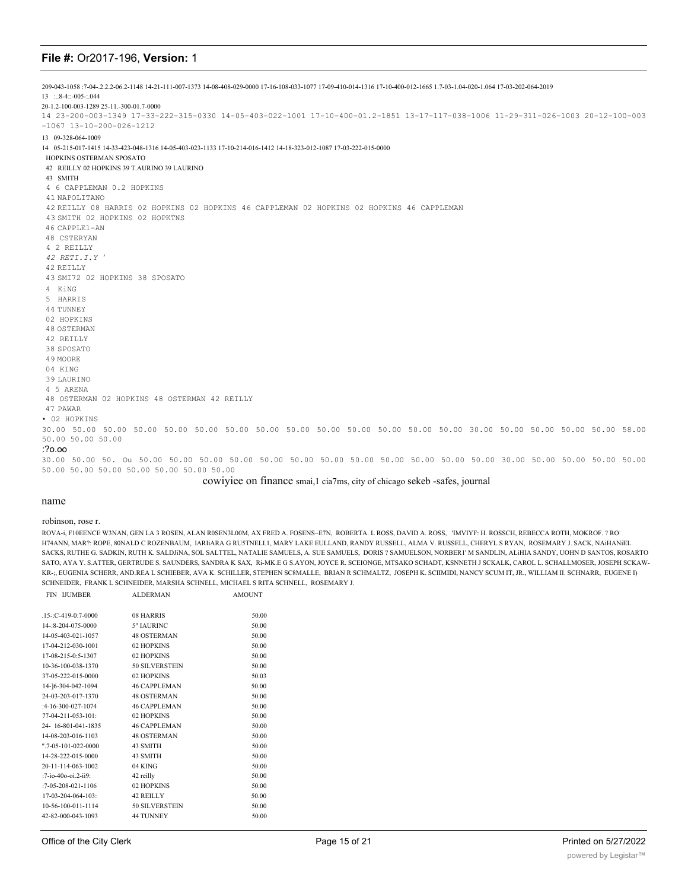209-043-1058 :7-04-.2.2.2-06.2-1148 14-21-111-007-1373 14-08-408-029-0000 17-16-108-033-1077 17-09-410-014-1316 17-10-400-012-1665 1.7-03-1.04-020-1.064 17-03-202-064-2019

13 :..8-4::-005-:.044

20-1.2-100-003-1289 25-11.-300-01.7-0000

14 23-200-003-1349 17-33-222-315-0330 14-05-403-022-1001 17-10-400-01.2-1851 13-17-117-038-1006 11-29-311-026-1003 20-12-100-003 -1067 13-10-200-026-1212

13 09-328-064-1009

14 05-215-017-1415 14-33-423-048-1316 14-05-403-023-1133 17-10-214-016-1412 14-18-323-012-1087 17-03-222-015-0000

HOPKINS OSTERMAN SPOSATO

42 REILLY 02 HOPKINS 39 T.AURINO 39 LAURINO

43 SMITH

4 6 CAPPLEMAN 0.2 HOPKINS

41 NAPOLITANO

42 REILLY 08 HARRIS 02 HOPKINS 02 HOPKINS 46 CAPPLEMAN 02 HOPKINS 02 HOPKINS 46 CAPPLEMAN

43 SMITH 02 HOPKINS 02 HOPKTNS

46 CAPPLE1-AN

48 CSTERYAN

4 2 REILLY

*42 RETI.I.Y '*

42 REILLY

43 SMI72 02 HOPKINS 38 SPOSATO

4 KiNG

5 HARRIS

44 TUNNEY

02 HOPKINS

48 OSTERMAN

42 REILLY

38 SPOSATO

49 MOORE

04 KING

39 LAURINO

4 5 ARENA

48 OSTERMAN 02 HOPKINS 48 OSTERMAN 42 REILLY

47 PAWAR

• 02 HOPKINS

30.00 50.00 50.00 50.00 50.00 50.00 50.00 50.00 50.00 50.00 50.00 50.00 50.00 50.00 30.00 50.00 50.00 50.00 50.00 58.00 50.00 50.00 50.00

:?o.oo

30.00 50.00 50. Ou 50.00 50.00 50.00 50.00 50.00 50.00 50.00 50.00 50.00 50.00 50.00 50.00 30.00 50.00 50.00 50.00 50.00 50.00 50.00 50.00 50.00 50.00 50.00 50.00 50.00

cowiyiee on finance smai,1 cia7ms, city of chicago sekeb -safes, journal

name

robinson, rose r.

ROVA-i, F10EENCE W3NAN, GEN LA 3 ROSEN, ALAN R0SEN3L00M, AX FRED A. FOSENS~E7N, ROBERTA. L ROSS, DAVID A. ROSS, 'IMVIYF: H. ROSSCH, REBECCA ROTH, MOKROF. ? RO- H74ANN, MAR?: ROPE, 80NALD C ROZENBAUM, lARIiARA G RU5TNELI.1, MARY LAKE EULLAND, RANDY RUSSELL, ALMA V. RUSSELL, CHERYL S RYAN, ROSEMARY J. SACK, NAiHANiEL SACKS, RUTHE G. SADKIN, RUTH K. SALDJiNA, SOL SALTTEL, NATALIE SAMUELS, A. SUE SAMUELS, DORIS ? SAMUELSON, NORBER1' M SANDLIN, ALiHIA SANDY, UOHN D SANTOS, ROSARTO SATO, AYA Y. S.ATTER, GERTRUDE S. SAUNDERS, SANDRA K SAX, Ri-MK.E G S.AYON, JOYCE R. SCEIONGE, MTSAKO SCHADT, KSNNETH J SCKALK, CAROL L. SCHALLMOSER, JOSEPH SCKAW-KR-;, EUGENIA SCHERR, AND.REA L SCHIEBER, AVA K. SCHILLER, STEPHEN SC8MALLE, BRIAN R SCHMALTZ, JOSEPH K. SCIIMIDI, NANCY SCUM IT, JR., WILLIAM II. SCHNARR, EUGENE I) SCHNEIDER, FRANK L SCHNEIDER, MARSHA SCHNELL, MICHAEL S RITA SCHNELL, ROSEMARY J.

| FIN IJUMBER | ALDERMAN | AMOUNT |
|---|---|---|
| .15-:C-419-0:7-0000 | 08 HARRIS | 50.00 |
| 14-:8-204-075-0000 | 5" IAURINC | 50.00 |
| 14-05-403-021-1057 | 48 OSTERMAN | 50.00 |
| 17-04-212-030-1001 | 02 HOPKINS | 50.00 |
| 17-08-215-0:5-1307 | 02 HOPKINS | 50.00 |
| 10-36-100-038-1370 | 50 SILVERSTEIN | 50.00 |
| 37-05-222-015-0000 | 02 HOPKINS | 50.03 |
| 14-]6-304-042-1094 | 46 CAPPLEMAN | 50.00 |
| 24-03-203-017-1370 | 48 OSTERMAN | 50.00 |
| :4-16-300-027-1074 | 46 CAPPLEMAN | 50.00 |
| 77-04-211-053-101: | 02 HOPKINS | 50.00 |
| 24- 16-801-041-1835 | 46 CAPPLEMAN | 50.00 |
| 14-08-203-016-1103 | 48 OSTERMAN | 50.00 |
| ".7-05-101-022-0000 | 43 SMITH | 50.00 |
| 14-28-222-015-0000 | 43 SMITH | 50.00 |
| 20-11-114-063-1002 | 04 KING | 50.00 |
| :7-io-40o-oi.2-ii9: | 42 reilly | 50.00 |
| :7-05-208-021-1106 | 02 HOPKINS | 50.00 |
| 17-03-204-064-103: | 42 REILLY | 50.00 |
| 10-56-100-011-1114 | 50 SILVERSTEIN | 50.00 |
| 42-82-000-043-1093 | 44 TUNNEY | 50.00 |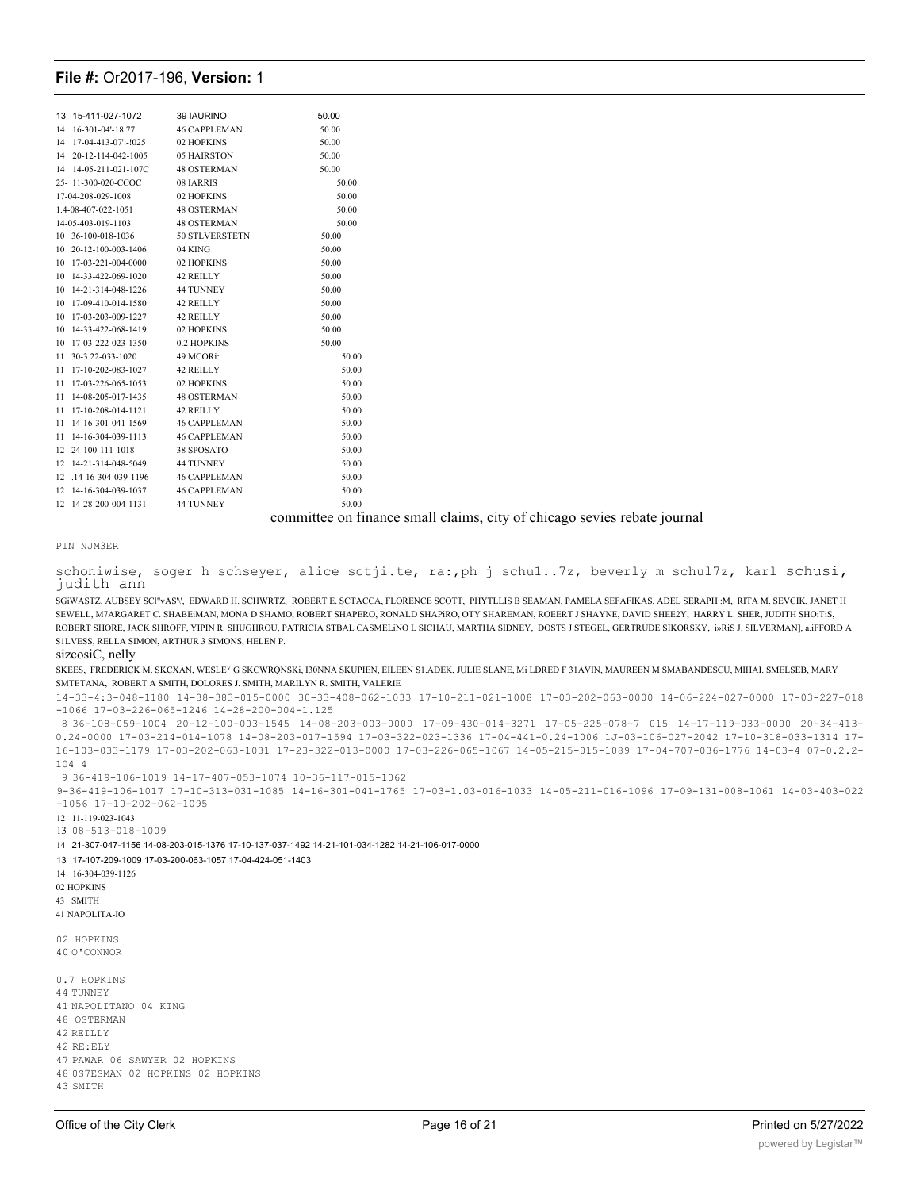| | | |
|---|---|---|
| 13 15-411-027-1072 | 39 IAURINO | 50.00 |
| 14 16-301-04'-18.77 | 46 CAPPLEMAN | 50.00 |
| 14 17-04-413-07':-!025 | 02 HOPKINS | 50.00 |
| 14 20-12-114-042-1005 | 05 HAIRSTON | 50.00 |
| 14 14-05-211-021-107C | 48 OSTERMAN | 50.00 |
| 25- 11-300-020-CCOC | 08 IARRIS | 50.00 |
| 17-04-208-029-1008 | 02 HOPKINS | 50.00 |
| 1.4-08-407-022-1051 | 48 OSTERMAN | 50.00 |
| 14-05-403-019-1103 | 48 OSTERMAN | 50.00 |
| 10 36-100-018-1036 | 50 STLVERSTETN | 50.00 |
| 10 20-12-100-003-1406 | 04 KING | 50.00 |
| 10 17-03-221-004-0000 | 02 HOPKINS | 50.00 |
| 10 14-33-422-069-1020 | 42 REILLY | 50.00 |
| 10 14-21-314-048-1226 | 44 TUNNEY | 50.00 |
| 10 17-09-410-014-1580 | 42 REILLY | 50.00 |
| 10 17-03-203-009-1227 | 42 REILLY | 50.00 |
| 10 14-33-422-068-1419 | 02 HOPKINS | 50.00 |
| 10 17-03-222-023-1350 | 0.2 HOPKINS | 50.00 |
| 11 30-3.22-033-1020 | 49 MCORi: | 50.00 |
| 11 17-10-202-083-1027 | 42 REILLY | 50.00 |
| 11 17-03-226-065-1053 | 02 HOPKINS | 50.00 |
| 11 14-08-205-017-1435 | 48 OSTERMAN | 50.00 |
| 11 17-10-208-014-1121 | 42 REILLY | 50.00 |
| 11 14-16-301-041-1569 | 46 CAPPLEMAN | 50.00 |
| 11 14-16-304-039-1113 | 46 CAPPLEMAN | 50.00 |
| 12 24-100-111-1018 | 38 SPOSATO | 50.00 |
| 12 14-21-314-048-5049 | 44 TUNNEY | 50.00 |
| 12 .14-16-304-039-1196 | 46 CAPPLEMAN | 50.00 |
| 12 14-16-304-039-1037 | 46 CAPPLEMAN | 50.00 |
| 12 14-28-200-004-1131 | 44 TUNNEY | 50.00 |

committee on finance small claims, city of chicago sevies rebate journal

PIN NJM3ER

schoniwise, soger h schseyer, alice sctji.te, ra:,ph j schu1..7z, beverly m schul7z, karl schusi, judith ann

SGiWASTZ, AUBSEY SCI"vAS"\', EDWARD H. SCHWRTZ, ROBERT E. SCTACCA, FLORENCE SCOTT, PHYTLLIS B SEAMAN, PAMELA SEFAFIKAS, ADEL SERAPH :M, RITA M. SEVCIK, JANET H SEWELL, M7ARGARET C. SHABEiMAN, MONA D SHAMO, ROBERT SHAPERO, RONALD SHAPiRO, OTY SHAREMAN, ROEERT J SHAYNE, DAVID SHEE2Y, HARRY L. SHER, JUDITH SHOiTiS, ROBERT SHORE, JACK SHROFF, YIPIN R. SHUGHROU, PATRICIA STBAL CASMELiNO L SICHAU, MARTHA SIDNEY, DOSTS J STEGEL, GERTRUDE SIKORSKY, i»RiS J. SILVERMAN], a.iFFORD A S1LVESS, RELLA SIMON, ARTHUR 3 SIMONS, HELEN P.

sizcosiC, nelly

SKEES, FREDERICK M. SKCXAN, WESLE[V] G SKCWRQNSKi, I30NNA SKUPIEN, EILEEN S1.ADEK, JULIE SLANE, Mi LDRED F 31AVIN, MAUREEN M SMABANDESCU, MIHAI. SMELSEB, MARY SMTETANA, ROBERT A SMITH, DOLORES J. SMITH, MARILYN R. SMITH, VALERIE

14-33-4:3-048-1180 14-38-383-015-0000 30-33-408-062-1033 17-10-211-021-1008 17-03-202-063-0000 14-06-224-027-0000 17-03-227-018 -1066 17-03-226-065-1246 14-28-200-004-1.125

8 36-108-059-1004 20-12-100-003-1545 14-08-203-003-0000 17-09-430-014-3271 17-05-225-078-7 015 14-17-119-033-0000 20-34-413-0.24-0000 17-03-214-014-1078 14-08-203-017-1594 17-03-322-023-1336 17-04-441-0.24-1006 1J-03-106-027-2042 17-10-318-033-1314 17-16-103-033-1179 17-03-202-063-1031 17-23-322-013-0000 17-03-226-065-1067 14-05-215-015-1089 17-04-707-036-1776 14-03-4 07-0.2.2-104 4

9 36-419-106-1019 14-17-407-053-1074 10-36-117-015-1062

9-36-419-106-1017 17-10-313-031-1085 14-16-301-041-1765 17-03-1.03-016-1033 14-05-211-016-1096 17-09-131-008-1061 14-03-403-022 -1056 17-10-202-062-1095

12 11-119-023-1043

13 08-513-018-1009

14 21-307-047-1156 14-08-203-015-1376 17-10-137-037-1492 14-21-101-034-1282 14-21-106-017-0000

13 17-107-209-1009 17-03-200-063-1057 17-04-424-051-1403

14 16-304-039-1126

02 HOPKINS

43 SMITH

41 NAPOLITA-IO

02 HOPKINS

40 O'CONNOR

0.7 HOPKINS

44 TUNNEY

41 NAPOLITANO 04 KING

48 OSTERMAN

42 REILLY

42 RE:ELY

47 PAWAR 06 SAWYER 02 HOPKINS

48 OS7ESMAN 02 HOPKINS 02 HOPKINS

43 SMITH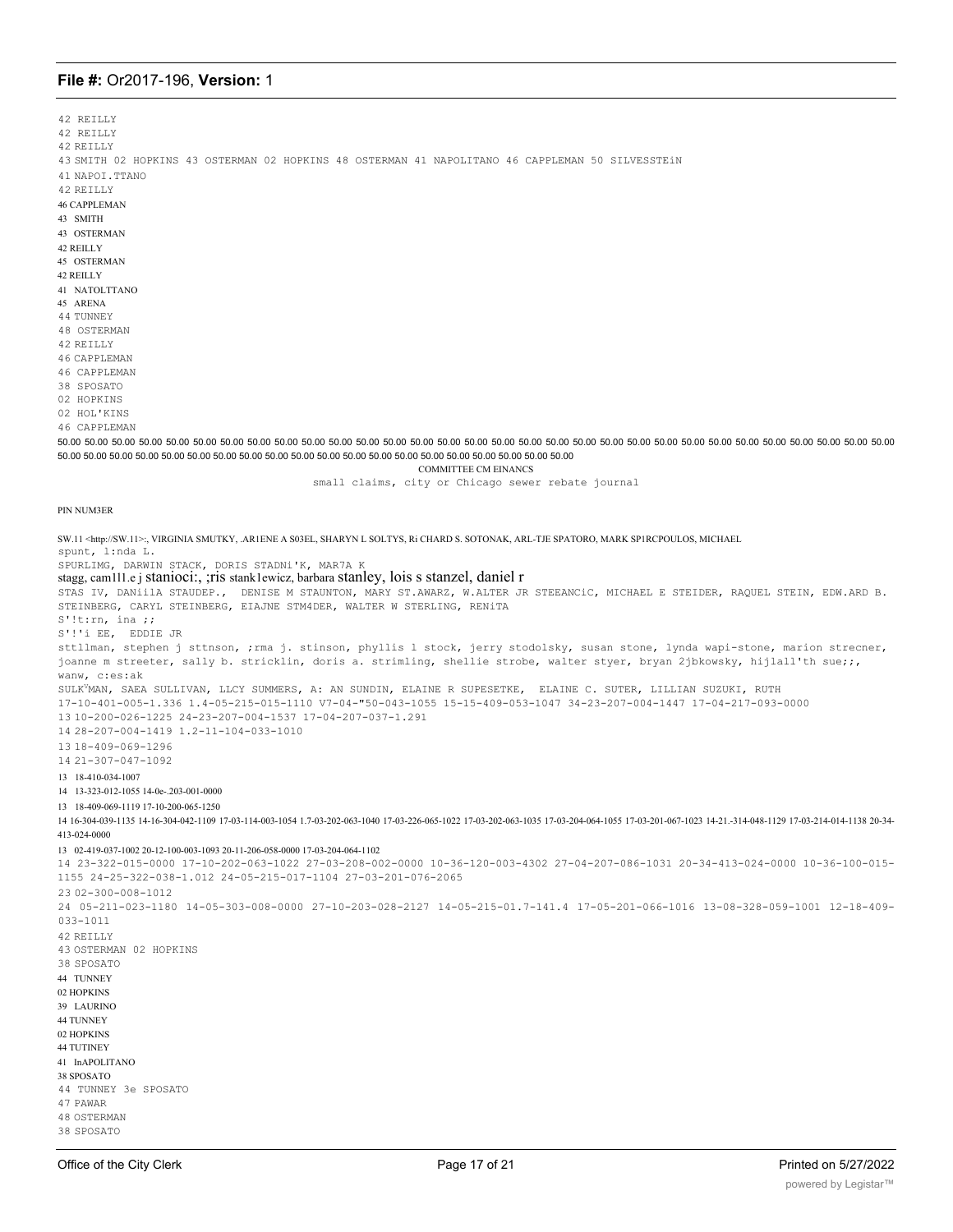42 REILLY
42 REILLY
42 REILLY
43 SMITH 02 HOPKINS 43 OSTERMAN 02 HOPKINS 48 OSTERMAN 41 NAPOLITANO 46 CAPPLEMAN 50 SILVESSTEiN
41 NAPOI.TTANO
42 REILLY
46 CAPPLEMAN
43 SMITH
43 OSTERMAN
42 REILLY
45 OSTERMAN
42 REILLY
41 NATOLTTANO
45 ARENA
44 TUNNEY
48 OSTERMAN
42 REILLY
46 CAPPLEMAN
46 CAPPLEMAN
38 SPOSATO
02 HOPKINS
02 HOL'KINS
46 CAPPLEMAN

50.00 50.00 50.00 50.00 50.00 50.00 50.00 50.00 50.00 50.00 50.00 50.00 50.00 50.00 50.00 50.00 50.00 50.00 50.00 50.00 50.00 50.00 50.00 50.00 50.00 50.00 50.00 50.00 50.00 50.00 50.00 50.00 50.00 50.00 50.00 50.00 50.00 50.00 50.00 50.00 50.00 50.00 50.00 50.00 50.00 50.00 50.00 50.00 50.00 50.00 50.00 50.00 50.00 50.00 50.00 50.00 50.00 50.00

COMMITTEE CM EINANCS

small claims, city or Chicago sewer rebate journal

PIN NUM3ER

SW.11 <http://SW.11>:, VIRGINIA SMUTKY, .AR1ENE A S03EL, SHARYN L SOLTYS, Ri CHARD S. SOTONAK, ARL-TJE SPATORO, MARK SP1RCPOULOS, MICHAEL
spunt, l:nda L.
SPURLIMG, DARWIN STACK, DORIS STADNi'K, MAR7A K
stagg, cam1l1.e j stanioci:, ;ris stank1ewicz, barbara stanley, lois s stanzel, daniel r
STAS IV, DANii1A STAUDEP., DENISE M STAUNTON, MARY ST.AWARZ, W.ALTER JR STEEANCiC, MICHAEL E STEIDER, RAQUEL STEIN, EDW.ARD B. STEINBERG, CARYL STEINBERG, EIAJNE STM4DER, WALTER W STERLING, RENiTA
S'!t:rn, ina ;;
S'!'i EE, EDDIE JR
sttllman, stephen j sttnson, ;rma j. stinson, phyllis l stock, jerry stodolsky, susan stone, lynda wapi-stone, marion strecner, joanne m streeter, sally b. stricklin, doris a. strimling, shellie strobe, walter styer, bryan 2jbkowsky, hijlall'th sue;;, wanw, c:es:ak
SULKYMAN, SAEA SULLIVAN, LLCY SUMMERS, A: AN SUNDIN, ELAINE R SUPESETKE, ELAINE C. SUTER, LILLIAN SUZUKI, RUTH

17-10-401-005-1.336 1.4-05-215-015-1110 V7-04-"50-043-1055 15-15-409-053-1047 34-23-207-004-1447 17-04-217-093-0000
13 10-200-026-1225 24-23-207-004-1537 17-04-207-037-1.291
14 28-207-004-1419 1.2-11-104-033-1010
13 18-409-069-1296
14 21-307-047-1092
13 18-410-034-1007
14 13-323-012-1055 14-0e-.203-001-0000
13 18-409-069-1119 17-10-200-065-1250
14 16-304-039-1135 14-16-304-042-1109 17-03-114-003-1054 1.7-03-202-063-1040 17-03-226-065-1022 17-03-202-063-1035 17-03-204-064-1055 17-03-201-067-1023 14-21.-314-048-1129 17-03-214-014-1138 20-34-413-024-0000
13 02-419-037-1002 20-12-100-003-1093 20-11-206-058-0000 17-03-204-064-1102
14 23-322-015-0000 17-10-202-063-1022 27-03-208-002-0000 10-36-120-003-4302 27-04-207-086-1031 20-34-413-024-0000 10-36-100-015-1155 24-25-322-038-1.012 24-05-215-017-1104 27-03-201-076-2065
23 02-300-008-1012
24 05-211-023-1180 14-05-303-008-0000 27-10-203-028-2127 14-05-215-01.7-141.4 17-05-201-066-1016 13-08-328-059-1001 12-18-409-033-1011

42 REILLY
43 OSTERMAN 02 HOPKINS
38 SPOSATO
44 TUNNEY
02 HOPKINS
39 LAURINO
44 TUNNEY
02 HOPKINS
44 TUTINEY
41 InAPOLITANO
38 SPOSATO
44 TUNNEY 3e SPOSATO
47 PAWAR
48 OSTERMAN
38 SPOSATO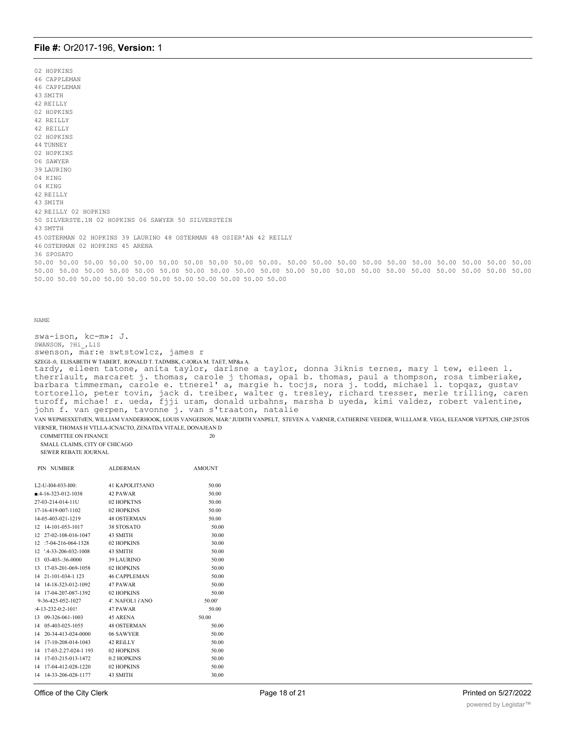02 HOPKINS
46 CAPPLEMAN
46 CAPPLEMAN
43 SMITH
42 REILLY
02 HOPKINS
42 REILLY
42 REILLY
02 HOPKINS
44 TUNNEY
02 HOPKINS
06 SAWYER
39 LAURINO
04 KING
04 KING
42 REILLY
43 SMITH
42 REILLY 02 HOPKINS
50 SILVERSTE.1N 02 HOPKINS 06 SAWYER 50 SILVERSTEIN
43 SMTTH
45 OSTERMAN 02 HOPKINS 39 LAURINO 48 OSTERMAN 48 OSIER'AN 42 REILLY
46 OSTERMAN 02 HOPKINS 45 ARENA
36 SPOSATO
50.00 50.00 50.00 50.00 50.00 50.00 50.00 50.00 50.00 50.00. 50.00 50.00 50.00 50.00 50.00 50.00 50.00 50.00 50.00 50.00 50.00 50.00 50.00 50.00 50.00 50.00 50.00 50.00 50.00 50.00 50.00 50.00 50.00 50.00 50.00 50.00 50.00 50.00 50.00 50.00 50.00 50.00 50.00 50.00 50.00 50.00 50.00 50.00 50.00 50.00 50.00

NAME

swa-ison, kc-m»: J.
SWANSON, ?Hi_,LiS
swenson, mar:e swtstowlcz, james r
SZEGI-:0, ELISABETH W TABERT, RONALD T. TADMBK, C-IORiA M. TAET, MP&a A.
tardy, eileen tatone, anita taylor, darlsne a taylor, donna 3iknis ternes, mary l tew, eileen l. therrlault, marcaret j. thomas, carole j thomas, opal b. thomas, paul a thompson, rosa timberiake, barbara timmerman, carole e. ttnerel' a, margie h. tocjs, nora j. todd, michael l. topqaz, gustav tortorello, peter tovin, jack d. treiber, walter g. tresley, richard tresser, merle trilling, caren turoff, michae! r. ueda, fjji uram, donald urbahns, marsha b uyeda, kimi valdez, robert valentine, john f. van gerpen, tavonne j. van s'traaton, natalie
VAN WEPMESXETtfEN, WILLIAM VANDERHOOK, LOUIS VANGEISON, MAR:' JUDITH VANPELT, STEVEN A. VARNER, CATHERINE VEEDER, W1LLLAM R. VEGA, ELEANOR VEPTXJS, CHP.2STOS VERNER, THOMAS H VTLLA-ICNACTO, ZENATDA VITALE, DONAJEAN D

COMMITTEE ON FINANCE 20
SMALL CLAIMS, CITY OF CHICAGO
SEWER REBATE JOURNAL

| PIN NUMBER | ALDERMAN | AMOUNT |
|---|---|---|
| L2-U-I04-033-I00: | 41 KAPOLIT5ANO | 50.00 |
| ■.4-16-323-012-1038 | 42 PAWAR | 50.00 |
| 27-03-214-014-11U | 02 HOPKTNS | 50.00 |
| 17-16-419-007-1102 | 02 HOPKINS | 50.00 |
| 14-05-403-021-1219 | 48 OSTERMAN | 50.00 |
| 12 14-101-053-1017 | 38 STOSATO | 50.00 |
| 12 27-02-108-016-1047 | 43 SMITH | 30.00 |
| 12 :7-04-216-064-1328 | 02 HOPKINS | 30.00 |
| 12 '.4-33-206-032-1008 | 43 SMITH | 50.00 |
| 13 03-403-:36-0000 | 39 LAURINO | 50.00 |
| 13 17-03-201-069-1058 | 02 HOPKINS | 50.00 |
| 14 21-101-034-1 123 | 46 CAPPLEMAN | 50.00 |
| 14 14-18-323-012-1092 | 47 PAWAR | 50.00 |
| 14 17-04-207-087-1392 | 02 HOPKINS | 50.00 |
| 9-36-425-052-1027 | 4'. NAFOL1 i'ANO | 50.00' |
| :4-13-232-0:2-101! | 47 PAWAR | 50.00 |
| 13 09-326-061-1003 | 45 ARENA | 50.00 |
| 14 05-403-025-1055 | 48 OSTERMAN | 50.00 |
| 14 20-34-413-024-0000 | 06 SAWYER | 50.00 |
| 14 17-10-208-014-1043 | 42 REiLLY | 50.00 |
| 14 17-03-2.27-024-1 193 | 02 HOPKINS | 50.00 |
| 14 17-03-215-013-1472 | 0.2 HOPKINS | 50.00 |
| 14 17-04-412-028-1220 | 02 HOPKINS | 50.00 |
| 14 14-33-206-028-1177 | 43 SMITH | 30.00 |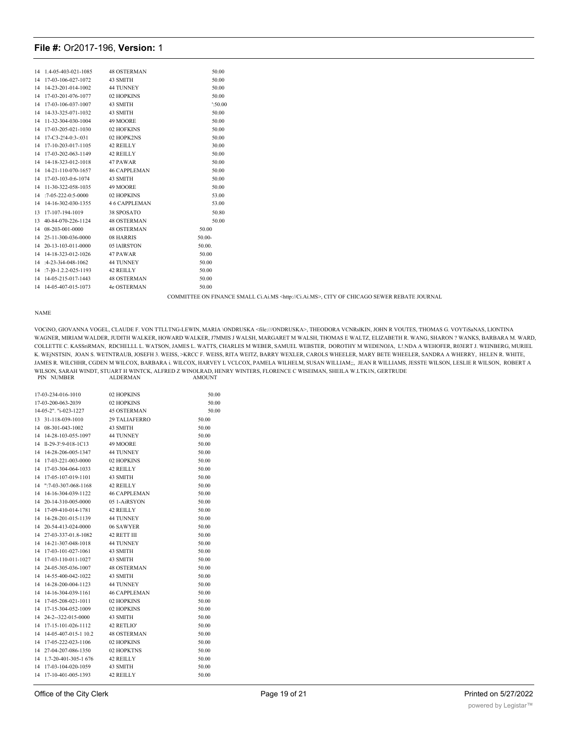| | | | |
|---|---|---|---|
| 14 | 1.4-05-403-021-1085 | 48 OSTERMAN | 50.00 |
| 14 | 17-03-106-027-1072 | 43 SMITH | 50.00 |
| 14 | 14-23-201-014-1002 | 44 TUNNEY | 50.00 |
| 14 | 17-03-201-076-1077 | 02 HOPKINS | 50.00 |
| 14 | 17-03-106-037-1007 | 43 SMITH | ':50.00 |
| 14 | 14-33-325-071-1032 | 43 SMITH | 50.00 |
| 14 | 11-32-304-030-1004 | 49 MOORE | 50.00 |
| 14 | 17-03-205-021-1030 | 02 HOFKINS | 50.00 |
| 14 | 17-C3-2!4-0:3-:031 | 02 HOPK2NS | 50.00 |
| 14 | 17-10-203-017-1105 | 42 REILLY | 30.00 |
| 14 | 17-03-202-063-1149 | 42 REILLY | 50.00 |
| 14 | 14-18-323-012-1018 | 47 PAWAR | 50.00 |
| 14 | 14-21-110-070-1657 | 46 CAPPLEMAN | 50.00 |
| 14 | 17-03-103-0:6-1074 | 43 SMITH | 50.00 |
| 14 | 11-30-322-058-1035 | 49 MOORE | 50.00 |
| 14 | :7-05-222-0:5-0000 | 02 HOPKINS | 53.00 |
| 14 | 14-16-302-030-1355 | 4 6 CAPPLEMAN | 53.00 |
| 13 | 17-107-194-1019 | 38 SPOSATO | 50.80 |
| 13 | 40-84-070-226-1124 | 48 OSTERMAN | 50.00 |
| 14 | 08-203-001-0000 | 48 OSTERMAN | 50.00 |
| 14 | 25-11-300-036-0000 | 08 HARRIS | 50.00- |
| 14 | 20-13-103-011-0000 | 05 lAlRS'l'ON | 50.00. |
| 14 | 14-18-323-012-1026 | 47 PAWAR | 50.00 |
| 14 | :4-23-3i4-048-1062 | 44 TUNNEY | 50.00 |
| 14 | :7-]0-1.2.2-025-1193 | 42 REILLY | 50.00 |
| 14 | 14-05-215-017-1443 | 48 OSTERMAN | 50.00 |
| 14 | 14-05-407-015-1073 | 4e OSTERMAN | 50.00 |

COMMITTEE ON FINANCE SMALL Ci.Ai.MS <http://Ci.Ai.MS>, CITY OF CHICAGO SEWER REBATE JOURNAL

NAME

VOCiNO, GIOVANNA VOGEL, CLAUDE F. VON TTLLTNG-LEWIN, MARIA \ONDRUSKA <file:///ONDRUSKA>, THEODORA VCNRslKIN, JOHN R VOUTES, 'l'HOMAS G. VOYTiSaNAS, LlONTINA WAGNER, MIRIAM WALDER, JUDITH WALKER, HOWARD WALKER, J7MMIS J WALSH, MARGARET M WALSH, THOMAS E WALTZ, ELIZABETH R. WANG, SHARON ? WANKS, BARBARA M. WARD, COLLETTE C. KASSriRMAN, RDCHELLL L. WATSON, JAMES L. WATTS, CHARLES M WEBER, SAMUEL WEBSTER, DOROTHY M WEDENOJA, L!.NDA A WEHOFER, R03ERT J. WEINBERG, MURIEL K. WEjNSTSIN, JOAN S. WETNTRAUB, JOSEFH 3. WEISS, >KRCC F. WEISS, RITA WEITZ, BARRY WEXLER, CAROLS WHEELER, MARY BETE WHEELER, SANDRA A WHERRY, HELEN R. WHITE, JAMES R. WILCHHR, CGDEN M WILCOX, BARBARA i. WILCOX, HARVEY L VCLCOX, PAMELA WILHELM, SUSAN WILLIAM;;, JEAN R WILLIAMS, JESSTE WILSON, LESLIE R WILSON, ROBERT A WILSON, SARAH WINDT, STUART H WINTCK, ALFRED Z WINOLRAD, HENRY WINTERS, FLORENCE C WISEIMAN, SHEILA W.LTK1N, GERTRUDE

| | PIN NUMBER | ALDERMAN | AMOUNT |
|---|---|---|---|
| | 17-03-234-016-1010 | 02 HOPKINS | 50.00 |
| | 17-03-200-063-2039 | 02 HOPKINS | 50.00 |
| | 14-05-2". "i-023-1227 | 45 OSTERMAN | 50.00 |
| 13 | 31-118-039-1010 | 29 TALIAFERRO | 50.00 |
| 14 | 08-301-043-1002 | 43 SMITH | 50.00 |
| 14 | 14-28-103-055-1097 | 44 TUNNEY | 50.00 |
| 14 | ll-29-3':9-018-1C13 | 49 MOORE | 50.00 |
| 14 | 14-28-206-005-1347 | 44 TUNNEY | 50.00 |
| 14 | 17-03-221-003-0000 | 02 HOPKINS | 50.00 |
| 14 | 17-03-304-064-1033 | 42 REILLY | 50.00 |
| 14 | 17-05-107-019-1101 | 43 SMITH | 50.00 |
| 14 | ":7-03-307-068-1168 | 42 REILLY | 50.00 |
| 14 | 14-16-304-039-1122 | 46 CAPPLEMAN | 50.00 |
| 14 | 20-14-310-005-0000 | 05 1-AiRSYON | 50.00 |
| 14 | 17-09-410-014-1781 | 42 REILLY | 50.00 |
| 14 | 14-28-201-015-1139 | 44 TUNNEY | 50.00 |
| 14 | 20-54-413-024-0000 | 06 SAWYER | 50.00 |
| 14 | 27-03-337-01.8-1082 | 42 RETT III | 50.00 |
| 14 | 14-21-307-048-1018 | 44 TUNNEY | 50.00 |
| 14 | 17-03-101-027-1061 | 43 SMITH | 50.00 |
| 14 | 17-03-110-011-1027 | 43 SMITH | 50.00 |
| 14 | 24-05-305-036-1007 | 48 OSTERMAN | 50.00 |
| 14 | 14-55-400-042-1022 | 43 SMITH | 50.00 |
| 14 | 14-28-200-004-1123 | 44 TUNNEY | 50.00 |
| 14 | 14-16-304-039-1161 | 46 CAPPLEMAN | 50.00 |
| 14 | 17-05-208-021-1011 | 02 HOPKINS | 50.00 |
| 14 | 17-15-304-052-1009 | 02 HOPKINS | 50.00 |
| 14 | 24-2--322-015-0000 | 43 SMITH | 50.00 |
| 14 | 17-15-101-026-1112 | 42 RETLIO' | 50.00 |
| 14 | 14-05-407-015-1 10.2 | 48 OSTERMAN | 50.00 |
| 14 | 17-05-222-023-1106 | 02 HOPKINS | 50.00 |
| 14 | 27-04-207-086-1350 | 02 HOPKTNS | 50.00 |
| 14 | 1.7-20-401-305-1 676 | 42 REILLY | 50.00 |
| 14 | 17-03-104-020-1059 | 43 SMITH | 50.00 |
| 14 | 17-10-401-005-1393 | 42 REILLY | 50.00 |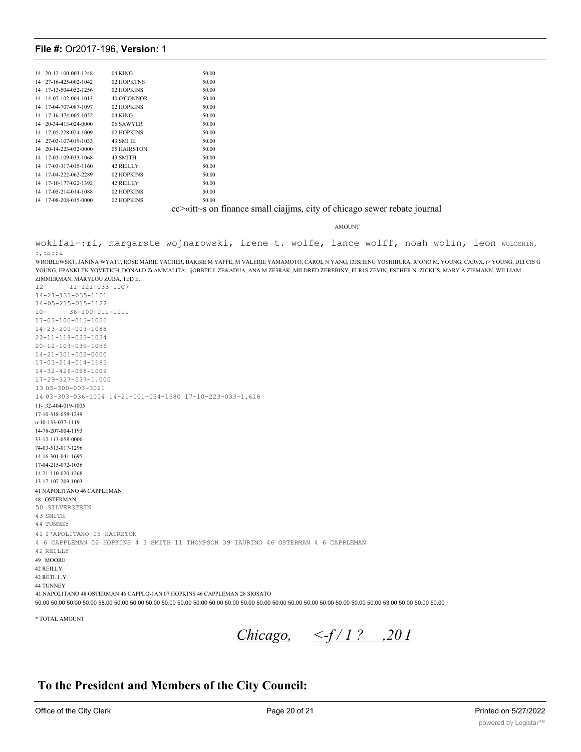| | | | |
|---|---|---|---|
| 14 | 20-12-100-003-1248 | 04 KING | 50.00 |
| 14 | 27-16-425-002-1042 | 02 HOPKTNS | 50.00 |
| 14 | 17-13-504-052-1256 | 02 HOPKINS | 50.00 |
| 14 | 14-07-102-004-1013 | 40 O'CONNOR | 50.00 |
| 14 | 17-04-707-087-1097 | 02 HOPKINS | 50.00 |
| 14 | 17-16-474-005-1052 | 04 KING | 50.00 |
| 14 | 20-34-413-024-0000 | 06 SAWYER | 50.00 |
| 14 | 17-05-228-024-1009 | 02 HOPKINS | 50.00 |
| 14 | 27-03-107-019-1033 | 43 SMI III | 50.00 |
| 14 | 20-14-223-032-0000 | 05 HAIRSTON | 50.00 |
| 14 | 17-03-109-033-1068 | 43 SMITH | 50.00 |
| 14 | 17-03-317-015-1160 | 42 REILLY | 50.00 |
| 14 | 17-04-222-062-2289 | 02 HOPKINS | 50.00 |
| 14 | 17-10-177-022-1392 | 42 REILLY | 50.00 |
| 14 | 17-05-214-014-1088 | 02 HOPKINS | 50.00 |
| 14 | 17-08-208-015-0000 | 02 HOPKINS | 50.00 |

cc>«itt~s on finance small ciajjms, city of chicago sewer rebate journal

AMOUNT

woklfai-:ri, margarste wojnarowski, irene t. wolfe, lance wolff, noah wolin, leon WOLOSHIN, :,:n:;a

WROBLEWSKT, JANINA WYATT, ROSE MARIE YACHER, BARBIE M YAFFE, M VALERIE YAMAMOTO, CAROL N YANG, I3JSHENG YOSHIIIURA, R'ONO M. YOUNG, CARvX. i> YOUNG, DEI CIS G YOUNG, EPANKLTN YOVETICH, DONALD ZuAMMALITA, ijOBBTE J. ZE&ADUA, ANA M ZE3RAK, MILDRED ZEREBINY, ELR1S ZEVIN, ESTHER N. ZICKUS, MARY A ZIEMANN, WILLIAM ZIMMERMAN, MARYLOU ZUBA, TED E.

12- I1-121-033-10C7
14-21-131-035-1101
14-05-215-015-1122
10- 36-100-011-1011
17-03-100-013-1025
14-23-200-003-1088
22-11-118-023-1034
20-12-103-039-1056
14-21-301-002-0000
17-03-214-014-1185
14-32-426-068-1009
17-29-327-037-1.000
13 03-300-003-3021
14 03-303-036-1004 14-21-I01-034-1580 17-10-223-033-1.616
11- 32-404-019-1005
17-10-318-058-1249
n-10-133-037-1119
14-78-207-004-1193
33-12-113-058-0000
74-03-513-017-1296
14-16-301-041-1695
17-04-215-072-1036
14-21-110-020-1268
13-17-107-209-1003

41 NAPOLITANO 46 CAPPLEMAN
48 OSTERMAN
50 SILVERSTEIN
43 SMITH
44 TUNNEY
41 I'APOLITANO 05 HAIRSTON
4 6 CAPPLEMAN 02 HOPKINS 4 3 SMITH 11 THOMPSON 39 IAURINO 46 OSTERMAN 4 6 CAPPLEMAN
42 REILLY
49 MOORE
42 REILLY
42 RETI..I..Y
44 TUNNEY
41 NAPOLITANO 48 OSTERMAN 46 CAPPLQ-1AN 07 HOPKINS 46 CAPPLEMAN 28 SIOSATO

50.00 50.00 50.00 50.00 58.00 50.00 50.00 50.00 50.00 50.00 50.00 50.00 50.00 50.00 50.00 50.00 50.00 50.00 50.00 50.00 50.00 50.00 50.00 53.00 50.00 50.00 50.00

* TOTAL AMOUNT

*Chicago, <-f / 1 ? ,20 I*

## To the President and Members of the City Council: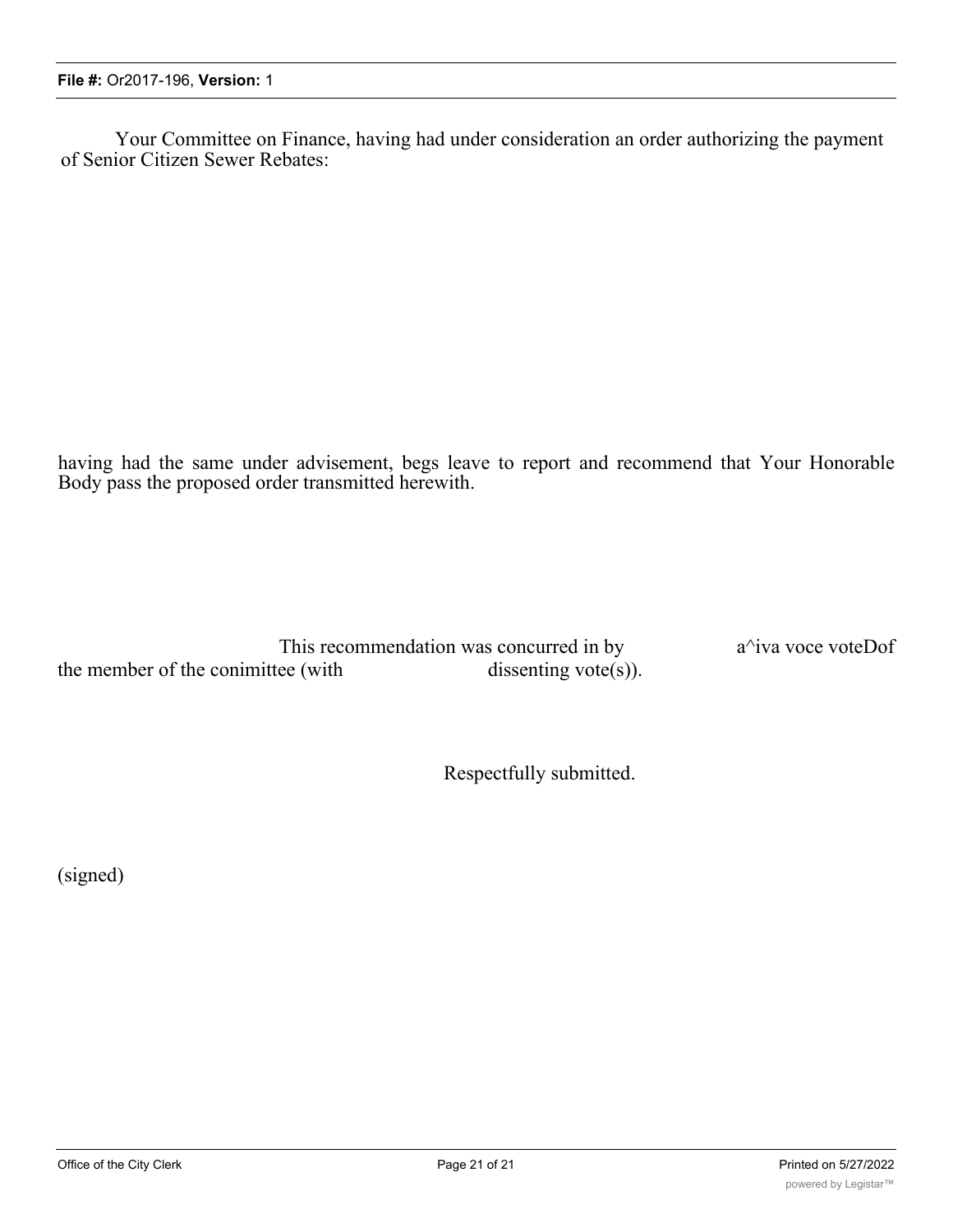Your Committee on Finance, having had under consideration an order authorizing the payment of Senior Citizen Sewer Rebates:

having had the same under advisement, begs leave to report and recommend that Your Honorable Body pass the proposed order transmitted herewith.

This recommendation was concurred in by a^iva voce voteDof the member of the conimittee (with dissenting vote(s)).

Respectfully submitted.

(signed)